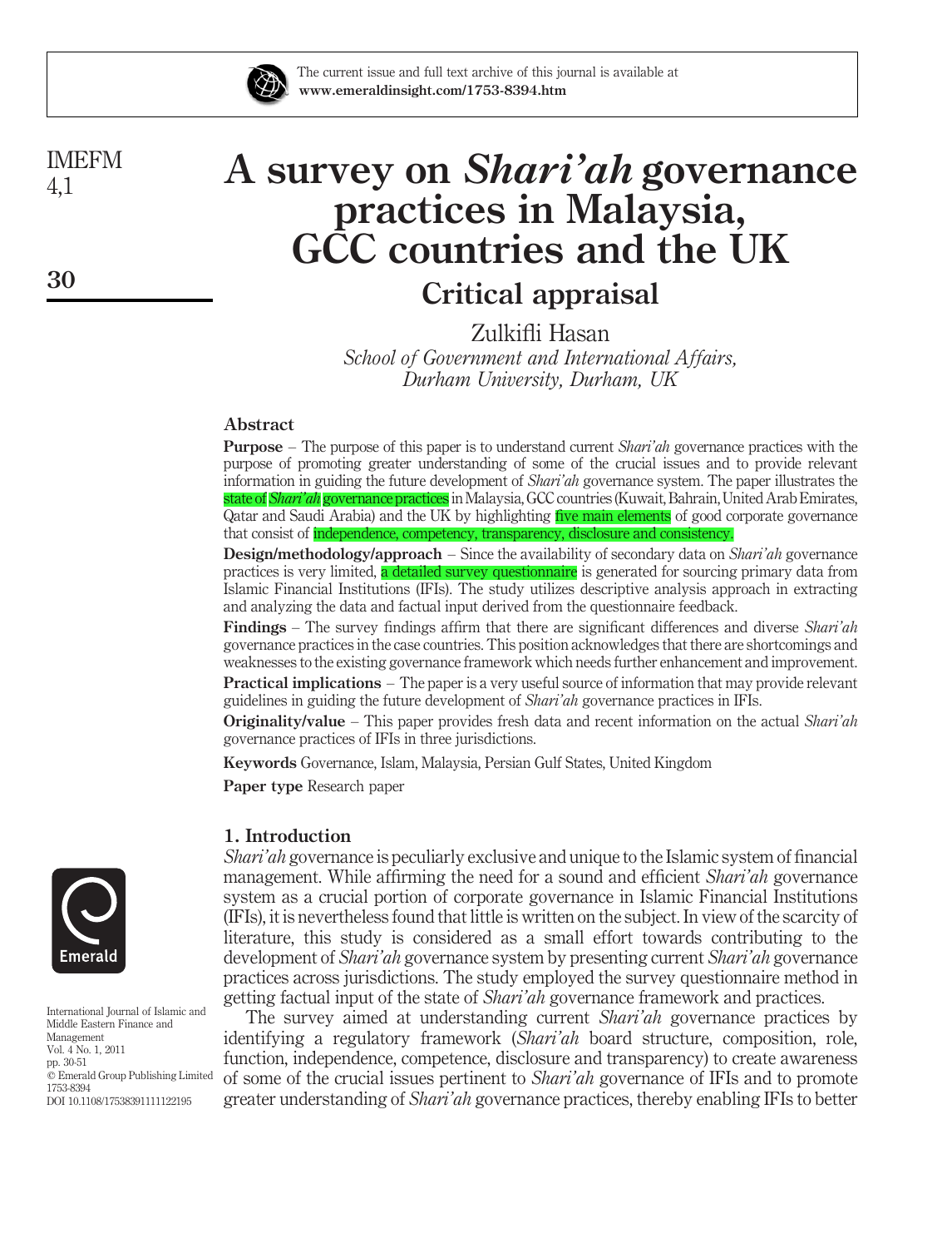# A survey on *Shari'ah* governance practices in Malaysia, GCC countries and the UK

## Critical appraisal

Zulkifli Hasan
*School of Government and International Affairs, Durham University, Durham, UK*

### Abstract

**Purpose** – The purpose of this paper is to understand current *Shari'ah* governance practices with the purpose of promoting greater understanding of some of the crucial issues and to provide relevant information in guiding the future development of *Shari'ah* governance system. The paper illustrates the state of *Shari'ah* governance practices in Malaysia, GCC countries (Kuwait, Bahrain, United Arab Emirates, Qatar and Saudi Arabia) and the UK by highlighting five main elements of good corporate governance that consist of independence, competency, transparency, disclosure and consistency.

**Design/methodology/approach** – Since the availability of secondary data on *Shari'ah* governance practices is very limited, a detailed survey questionnaire is generated for sourcing primary data from Islamic Financial Institutions (IFIs). The study utilizes descriptive analysis approach in extracting and analyzing the data and factual input derived from the questionnaire feedback.

**Findings** – The survey findings affirm that there are significant differences and diverse *Shari'ah* governance practices in the case countries. This position acknowledges that there are shortcomings and weaknesses to the existing governance framework which needs further enhancement and improvement.

**Practical implications** – The paper is a very useful source of information that may provide relevant guidelines in guiding the future development of *Shari'ah* governance practices in IFIs.

**Originality/value** – This paper provides fresh data and recent information on the actual *Shari'ah* governance practices of IFIs in three jurisdictions.

**Keywords** Governance, Islam, Malaysia, Persian Gulf States, United Kingdom

**Paper type** Research paper

### 1. Introduction

*Shari'ah* governance is peculiarly exclusive and unique to the Islamic system of financial management. While affirming the need for a sound and efficient *Shari'ah* governance system as a crucial portion of corporate governance in Islamic Financial Institutions (IFIs), it is nevertheless found that little is written on the subject. In view of the scarcity of literature, this study is considered as a small effort towards contributing to the development of *Shari'ah* governance system by presenting current *Shari'ah* governance practices across jurisdictions. The study employed the survey questionnaire method in getting factual input of the state of *Shari'ah* governance framework and practices.

The survey aimed at understanding current *Shari'ah* governance practices by identifying a regulatory framework (*Shari'ah* board structure, composition, role, function, independence, competence, disclosure and transparency) to create awareness of some of the crucial issues pertinent to *Shari'ah* governance of IFIs and to promote greater understanding of *Shari'ah* governance practices, thereby enabling IFIs to better

International Journal of Islamic and Middle Eastern Finance and Management
Vol. 4 No. 1, 2011
pp. 30-51
© Emerald Group Publishing Limited
1753-8394
DOI 10.1108/17538391111122195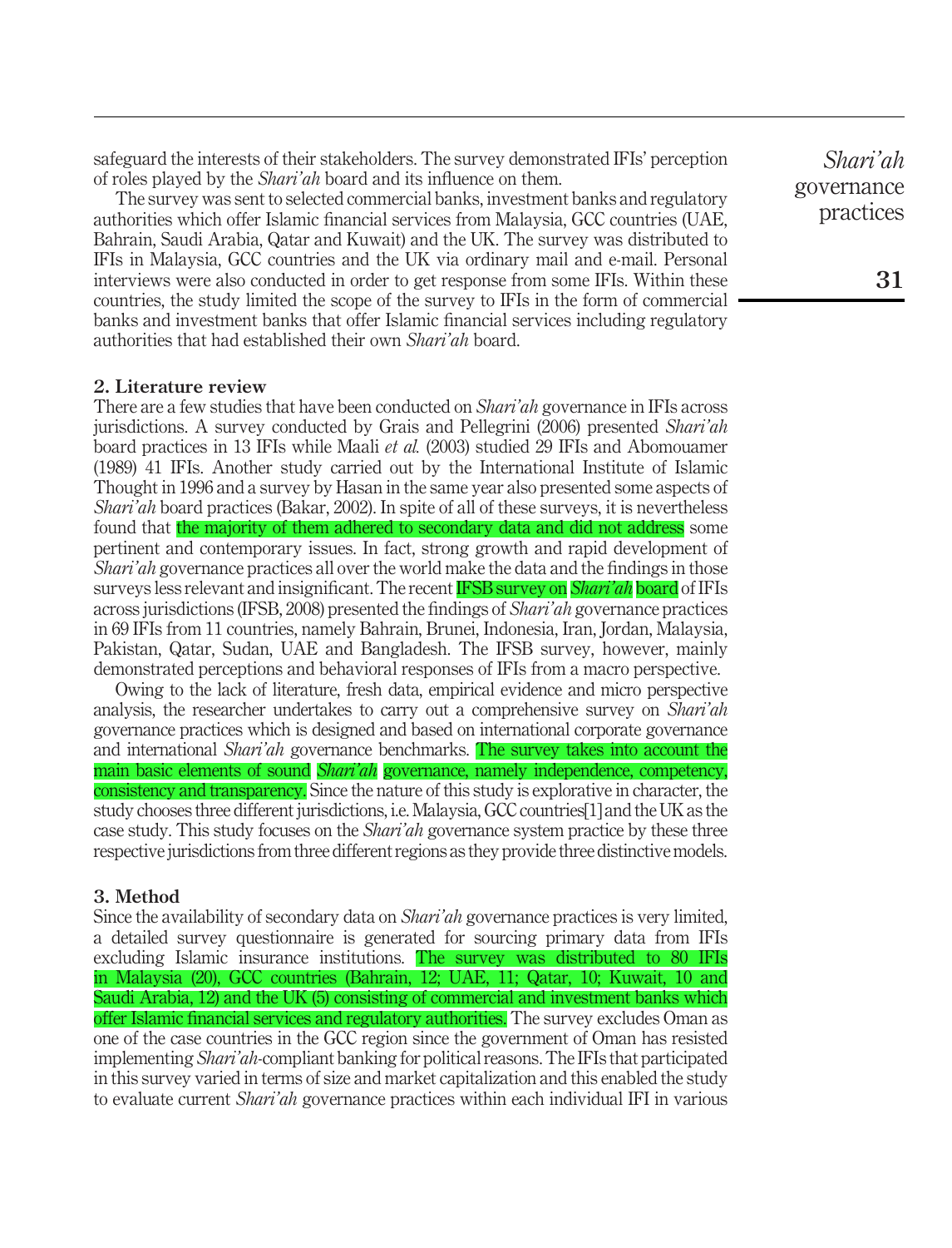safeguard the interests of their stakeholders. The survey demonstrated IFIs' perception of roles played by the *Shari'ah* board and its influence on them.

The survey was sent to selected commercial banks, investment banks and regulatory authorities which offer Islamic financial services from Malaysia, GCC countries (UAE, Bahrain, Saudi Arabia, Qatar and Kuwait) and the UK. The survey was distributed to IFIs in Malaysia, GCC countries and the UK via ordinary mail and e-mail. Personal interviews were also conducted in order to get response from some IFIs. Within these countries, the study limited the scope of the survey to IFIs in the form of commercial banks and investment banks that offer Islamic financial services including regulatory authorities that had established their own *Shari'ah* board.

## 2. Literature review

There are a few studies that have been conducted on *Shari'ah* governance in IFIs across jurisdictions. A survey conducted by Grais and Pellegrini (2006) presented *Shari'ah* board practices in 13 IFIs while Maali *et al.* (2003) studied 29 IFIs and Abomouamer (1989) 41 IFIs. Another study carried out by the International Institute of Islamic Thought in 1996 and a survey by Hasan in the same year also presented some aspects of *Shari'ah* board practices (Bakar, 2002). In spite of all of these surveys, it is nevertheless found that the majority of them adhered to secondary data and did not address some pertinent and contemporary issues. In fact, strong growth and rapid development of *Shari'ah* governance practices all over the world make the data and the findings in those surveys less relevant and insignificant. The recent IFSB survey on *Shari'ah* board of IFIs across jurisdictions (IFSB, 2008) presented the findings of *Shari'ah* governance practices in 69 IFIs from 11 countries, namely Bahrain, Brunei, Indonesia, Iran, Jordan, Malaysia, Pakistan, Qatar, Sudan, UAE and Bangladesh. The IFSB survey, however, mainly demonstrated perceptions and behavioral responses of IFIs from a macro perspective.

Owing to the lack of literature, fresh data, empirical evidence and micro perspective analysis, the researcher undertakes to carry out a comprehensive survey on *Shari'ah* governance practices which is designed and based on international corporate governance and international *Shari'ah* governance benchmarks. The survey takes into account the main basic elements of sound *Shari'ah* governance, namely independence, competency, consistency and transparency. Since the nature of this study is explorative in character, the study chooses three different jurisdictions, i.e. Malaysia, GCC countries[1] and the UK as the case study. This study focuses on the *Shari'ah* governance system practice by these three respective jurisdictions from three different regions as they provide three distinctive models.

## 3. Method

Since the availability of secondary data on *Shari'ah* governance practices is very limited, a detailed survey questionnaire is generated for sourcing primary data from IFIs excluding Islamic insurance institutions. The survey was distributed to 80 IFIs in Malaysia (20), GCC countries (Bahrain, 12; UAE, 11; Qatar, 10; Kuwait, 10 and Saudi Arabia, 12) and the UK (5) consisting of commercial and investment banks which offer Islamic financial services and regulatory authorities. The survey excludes Oman as one of the case countries in the GCC region since the government of Oman has resisted implementing *Shari'ah*-compliant banking for political reasons. The IFIs that participated in this survey varied in terms of size and market capitalization and this enabled the study to evaluate current *Shari'ah* governance practices within each individual IFI in various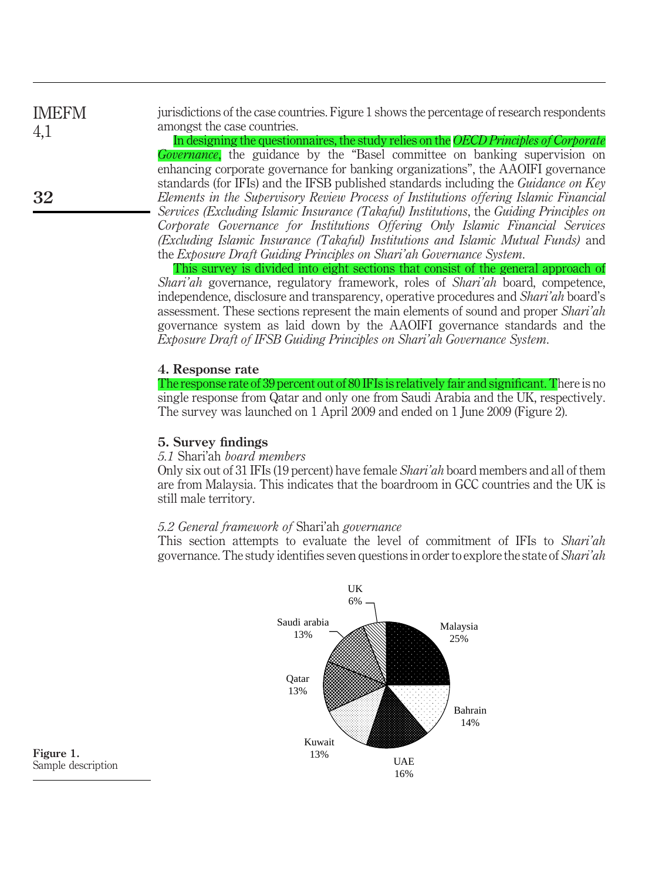jurisdictions of the case countries. Figure 1 shows the percentage of research respondents amongst the case countries.

In designing the questionnaires, the study relies on the *OECD Principles of Corporate Governance*, the guidance by the "Basel committee on banking supervision on enhancing corporate governance for banking organizations", the AAOIFI governance standards (for IFIs) and the IFSB published standards including the *Guidance on Key Elements in the Supervisory Review Process of Institutions offering Islamic Financial Services (Excluding Islamic Insurance (Takaful) Institutions*, the *Guiding Principles on Corporate Governance for Institutions Offering Only Islamic Financial Services (Excluding Islamic Insurance (Takaful) Institutions and Islamic Mutual Funds)* and the *Exposure Draft Guiding Principles on Shari'ah Governance System*.

This survey is divided into eight sections that consist of the general approach of *Shari'ah* governance, regulatory framework, roles of *Shari'ah* board, competence, independence, disclosure and transparency, operative procedures and *Shari'ah* board's assessment. These sections represent the main elements of sound and proper *Shari'ah* governance system as laid down by the AAOIFI governance standards and the *Exposure Draft of IFSB Guiding Principles on Shari'ah Governance System*.

## 4. Response rate

The response rate of 39 percent out of 80 IFIs is relatively fair and significant. There is no single response from Qatar and only one from Saudi Arabia and the UK, respectively. The survey was launched on 1 April 2009 and ended on 1 June 2009 (Figure 2).

## 5. Survey findings

### *5.1* Shari'ah *board members*

Only six out of 31 IFIs (19 percent) have female *Shari'ah* board members and all of them are from Malaysia. This indicates that the boardroom in GCC countries and the UK is still male territory.

### *5.2 General framework of* Shari'ah *governance*

This section attempts to evaluate the level of commitment of IFIs to *Shari'ah* governance. The study identifies seven questions in order to explore the state of *Shari'ah*

UK 6%, Saudi arabia 13%, Qatar 13%, Kuwait 13%, UAE 16%, Bahrain 14%, Malaysia 25%

**Figure 1.** Sample description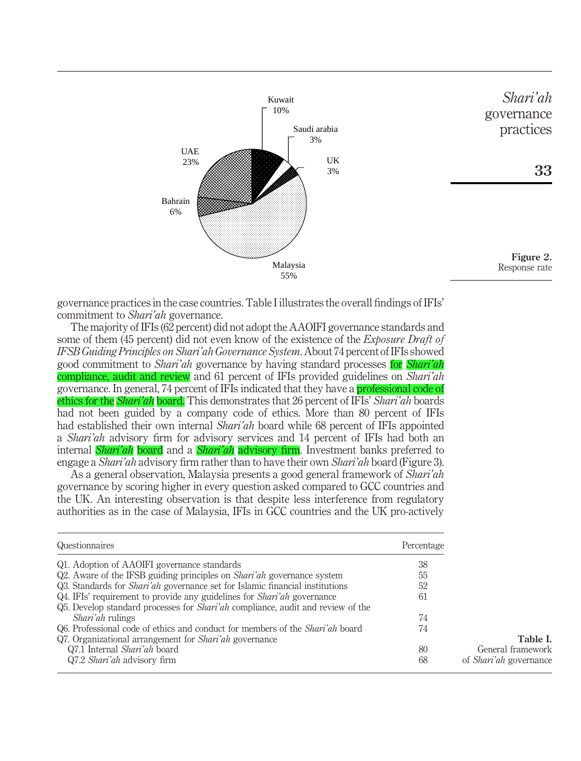Figure 2.
Response rate

governance practices in the case countries. Table I illustrates the overall findings of IFIs' commitment to *Shari'ah* governance.

The majority of IFIs (62 percent) did not adopt the AAOIFI governance standards and some of them (45 percent) did not even know of the existence of the *Exposure Draft of IFSB Guiding Principles on Shari'ah Governance System*. About 74 percent of IFIs showed good commitment to *Shari'ah* governance by having standard processes for *Shari'ah* compliance, audit and review and 61 percent of IFIs provided guidelines on *Shari'ah* governance. In general, 74 percent of IFIs indicated that they have a professional code of ethics for the *Shari'ah* board. This demonstrates that 26 percent of IFIs' *Shari'ah* boards had not been guided by a company code of ethics. More than 80 percent of IFIs had established their own internal *Shari'ah* board while 68 percent of IFIs appointed a *Shari'ah* advisory firm for advisory services and 14 percent of IFIs had both an internal *Shari'ah* board and a *Shari'ah* advisory firm. Investment banks preferred to engage a *Shari'ah* advisory firm rather than to have their own *Shari'ah* board (Figure 3).

As a general observation, Malaysia presents a good general framework of *Shari'ah* governance by scoring higher in every question asked compared to GCC countries and the UK. An interesting observation is that despite less interference from regulatory authorities as in the case of Malaysia, IFIs in GCC countries and the UK pro-actively

**Table I.** General framework of *Shari'ah* governance

| Questionnaires | Percentage |
|---|---|
| Q1. Adoption of AAOIFI governance standards | 38 |
| Q2. Aware of the IFSB guiding principles on *Shari'ah* governance system | 55 |
| Q3. Standards for *Shari'ah* governance set for Islamic financial institutions | 52 |
| Q4. IFIs' requirement to provide any guidelines for *Shari'ah* governance | 61 |
| Q5. Develop standard processes for *Shari'ah* compliance, audit and review of the *Shari'ah* rulings | 74 |
| Q6. Professional code of ethics and conduct for members of the *Shari'ah* board | 74 |
| Q7. Organizational arrangement for *Shari'ah* governance | |
| Q7.1 Internal *Shari'ah* board | 80 |
| Q7.2 *Shari'ah* advisory firm | 68 |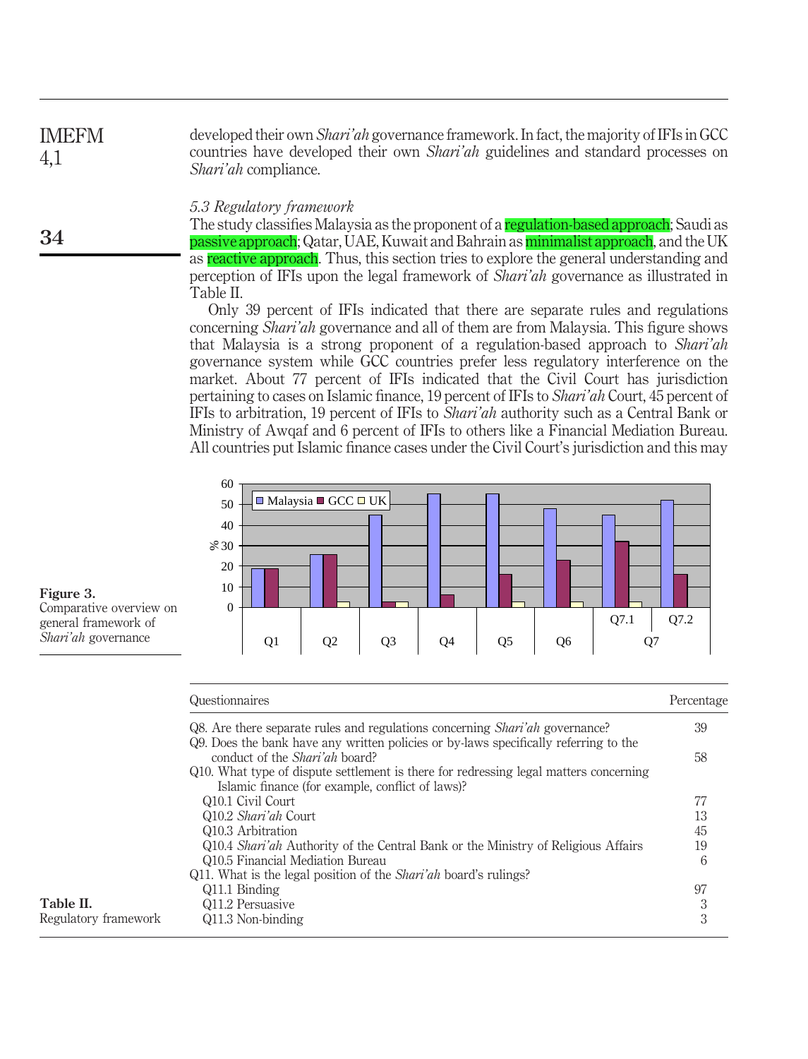developed their own *Shari'ah* governance framework. In fact, the majority of IFIs in GCC countries have developed their own *Shari'ah* guidelines and standard processes on *Shari'ah* compliance.

### *5.3 Regulatory framework*

The study classifies Malaysia as the proponent of a regulation-based approach; Saudi as passive approach; Qatar, UAE, Kuwait and Bahrain as minimalist approach, and the UK as reactive approach. Thus, this section tries to explore the general understanding and perception of IFIs upon the legal framework of *Shari'ah* governance as illustrated in Table II.

Only 39 percent of IFIs indicated that there are separate rules and regulations concerning *Shari'ah* governance and all of them are from Malaysia. This figure shows that Malaysia is a strong proponent of a regulation-based approach to *Shari'ah* governance system while GCC countries prefer less regulatory interference on the market. About 77 percent of IFIs indicated that the Civil Court has jurisdiction pertaining to cases on Islamic finance, 19 percent of IFIs to *Shari'ah* Court, 45 percent of IFIs to arbitration, 19 percent of IFIs to *Shari'ah* authority such as a Central Bank or Ministry of Awqaf and 6 percent of IFIs to others like a Financial Mediation Bureau. All countries put Islamic finance cases under the Civil Court's jurisdiction and this may

**Figure 3.** Comparative overview on general framework of *Shari'ah* governance

**Table II.** Regulatory framework

| Questionnaires | Percentage |
|---|---|
| Q8. Are there separate rules and regulations concerning *Shari'ah* governance? | 39 |
| Q9. Does the bank have any written policies or by-laws specifically referring to the conduct of the *Shari'ah* board? | 58 |
| Q10. What type of dispute settlement is there for redressing legal matters concerning Islamic finance (for example, conflict of laws)? | |
| Q10.1 Civil Court | 77 |
| Q10.2 *Shari'ah* Court | 13 |
| Q10.3 Arbitration | 45 |
| Q10.4 *Shari'ah* Authority of the Central Bank or the Ministry of Religious Affairs | 19 |
| Q10.5 Financial Mediation Bureau | 6 |
| Q11. What is the legal position of the *Shari'ah* board's rulings? | |
| Q11.1 Binding | 97 |
| Q11.2 Persuasive | 3 |
| Q11.3 Non-binding | 3 |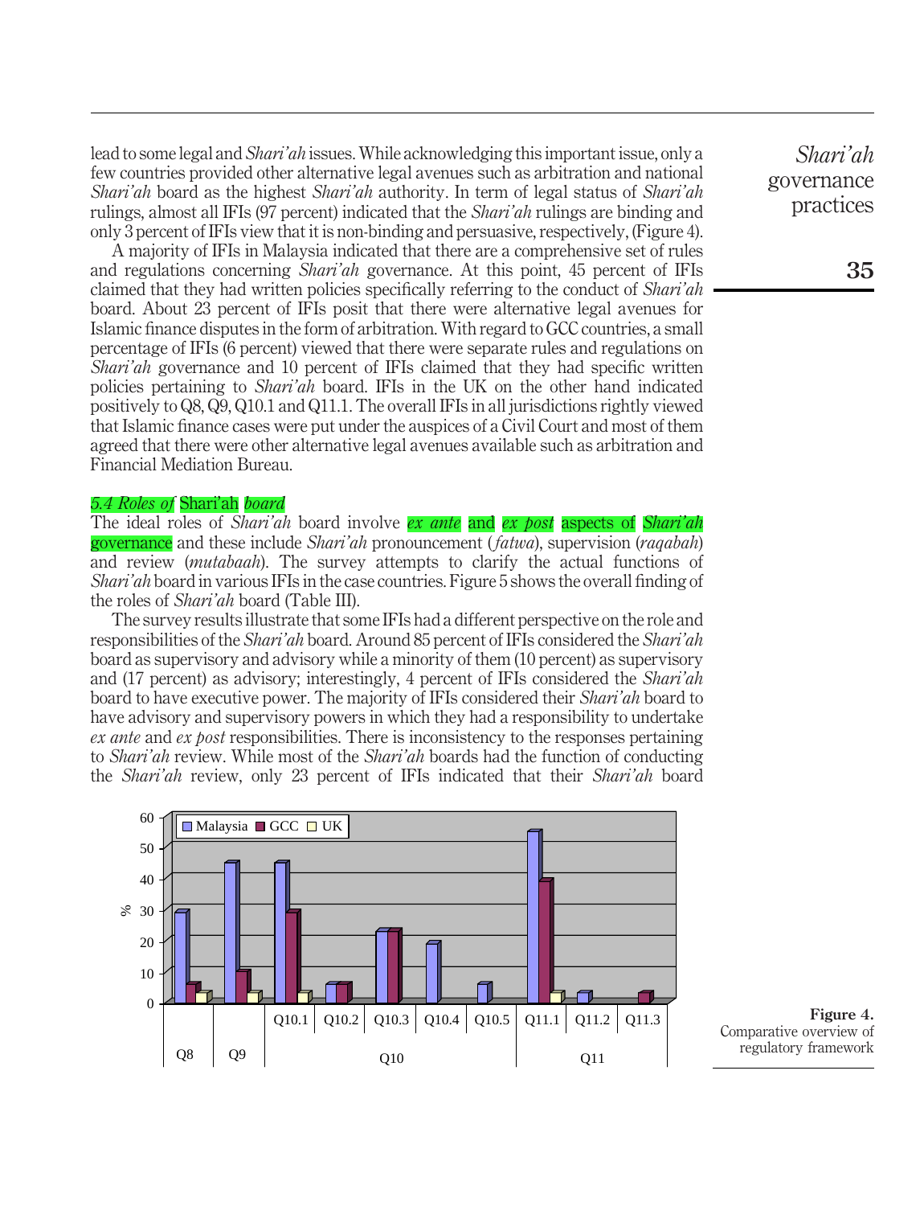lead to some legal and *Shari'ah* issues. While acknowledging this important issue, only a few countries provided other alternative legal avenues such as arbitration and national *Shari'ah* board as the highest *Shari'ah* authority. In term of legal status of *Shari'ah* rulings, almost all IFIs (97 percent) indicated that the *Shari'ah* rulings are binding and only 3 percent of IFIs view that it is non-binding and persuasive, respectively, (Figure 4).

A majority of IFIs in Malaysia indicated that there are a comprehensive set of rules and regulations concerning *Shari'ah* governance. At this point, 45 percent of IFIs claimed that they had written policies specifically referring to the conduct of *Shari'ah* board. About 23 percent of IFIs posit that there were alternative legal avenues for Islamic finance disputes in the form of arbitration. With regard to GCC countries, a small percentage of IFIs (6 percent) viewed that there were separate rules and regulations on *Shari'ah* governance and 10 percent of IFIs claimed that they had specific written policies pertaining to *Shari'ah* board. IFIs in the UK on the other hand indicated positively to Q8, Q9, Q10.1 and Q11.1. The overall IFIs in all jurisdictions rightly viewed that Islamic finance cases were put under the auspices of a Civil Court and most of them agreed that there were other alternative legal avenues available such as arbitration and Financial Mediation Bureau.

### *5.4 Roles of* Shari'ah *board*

The ideal roles of *Shari'ah* board involve *ex ante* and *ex post* aspects of *Shari'ah* governance and these include *Shari'ah* pronouncement (*fatwa*), supervision (*raqabah*) and review (*mutabaah*). The survey attempts to clarify the actual functions of *Shari'ah* board in various IFIs in the case countries. Figure 5 shows the overall finding of the roles of *Shari'ah* board (Table III).

The survey results illustrate that some IFIs had a different perspective on the role and responsibilities of the *Shari'ah* board. Around 85 percent of IFIs considered the *Shari'ah* board as supervisory and advisory while a minority of them (10 percent) as supervisory and (17 percent) as advisory; interestingly, 4 percent of IFIs considered the *Shari'ah* board to have executive power. The majority of IFIs considered their *Shari'ah* board to have advisory and supervisory powers in which they had a responsibility to undertake *ex ante* and *ex post* responsibilities. There is inconsistency to the responses pertaining to *Shari'ah* review. While most of the *Shari'ah* boards had the function of conducting the *Shari'ah* review, only 23 percent of IFIs indicated that their *Shari'ah* board

**Figure 4.** Comparative overview of regulatory framework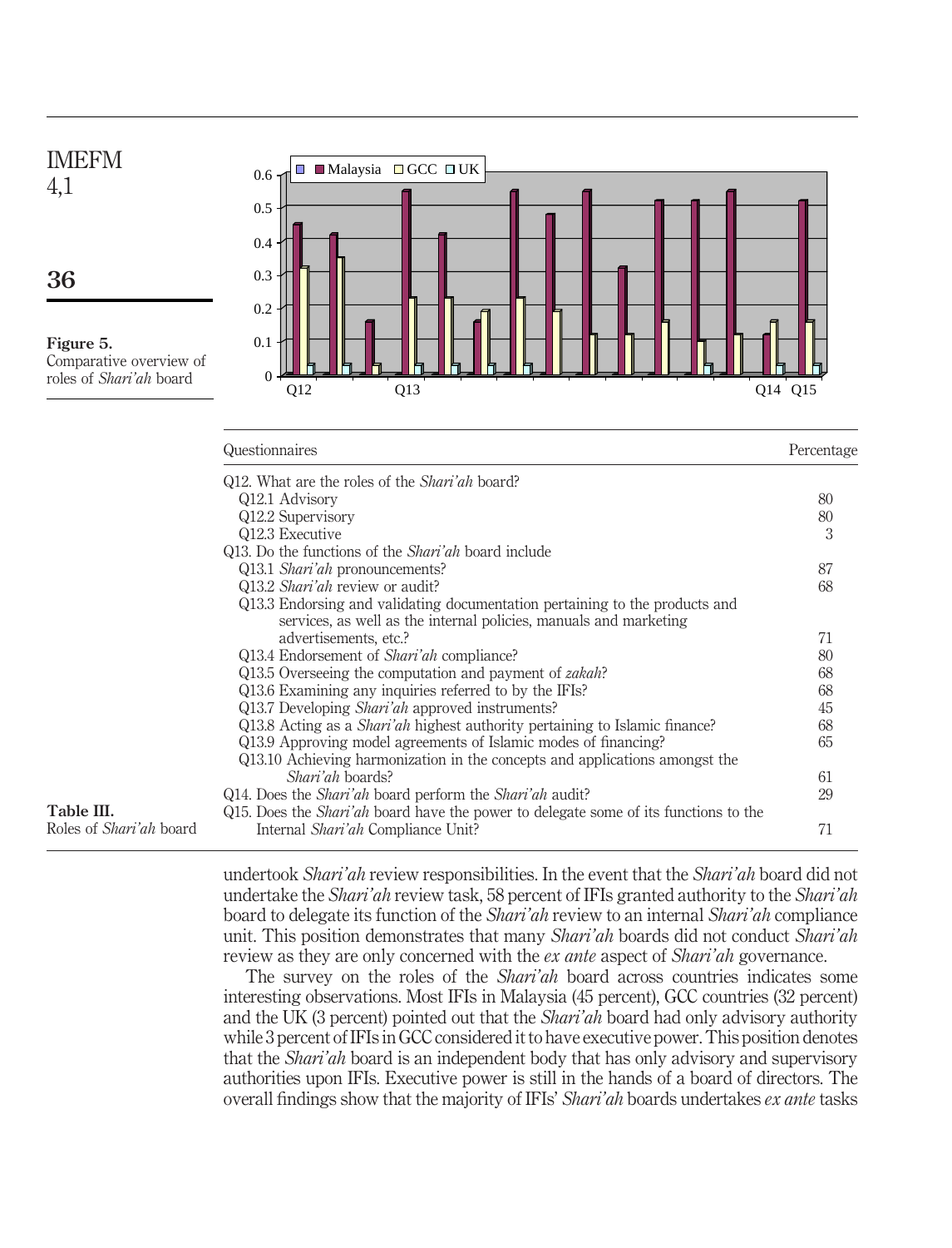Figure 5. Comparative overview of roles of *Shari'ah* board

Table III. Roles of *Shari'ah* board

| Questionnaires | Percentage |
|---|---|
| Q12. What are the roles of the *Shari'ah* board? | |
| Q12.1 Advisory | 80 |
| Q12.2 Supervisory | 80 |
| Q12.3 Executive | 3 |
| Q13. Do the functions of the *Shari'ah* board include | |
| Q13.1 *Shari'ah* pronouncements? | 87 |
| Q13.2 *Shari'ah* review or audit? | 68 |
| Q13.3 Endorsing and validating documentation pertaining to the products and services, as well as the internal policies, manuals and marketing advertisements, etc.? | 71 |
| Q13.4 Endorsement of *Shari'ah* compliance? | 80 |
| Q13.5 Overseeing the computation and payment of *zakah*? | 68 |
| Q13.6 Examining any inquiries referred to by the IFIs? | 68 |
| Q13.7 Developing *Shari'ah* approved instruments? | 45 |
| Q13.8 Acting as a *Shari'ah* highest authority pertaining to Islamic finance? | 68 |
| Q13.9 Approving model agreements of Islamic modes of financing? | 65 |
| Q13.10 Achieving harmonization in the concepts and applications amongst the *Shari'ah* boards? | 61 |
| Q14. Does the *Shari'ah* board perform the *Shari'ah* audit? | 29 |
| Q15. Does the *Shari'ah* board have the power to delegate some of its functions to the Internal *Shari'ah* Compliance Unit? | 71 |

undertook *Shari'ah* review responsibilities. In the event that the *Shari'ah* board did not undertake the *Shari'ah* review task, 58 percent of IFIs granted authority to the *Shari'ah* board to delegate its function of the *Shari'ah* review to an internal *Shari'ah* compliance unit. This position demonstrates that many *Shari'ah* boards did not conduct *Shari'ah* review as they are only concerned with the *ex ante* aspect of *Shari'ah* governance.

The survey on the roles of the *Shari'ah* board across countries indicates some interesting observations. Most IFIs in Malaysia (45 percent), GCC countries (32 percent) and the UK (3 percent) pointed out that the *Shari'ah* board had only advisory authority while 3 percent of IFIs in GCC considered it to have executive power. This position denotes that the *Shari'ah* board is an independent body that has only advisory and supervisory authorities upon IFIs. Executive power is still in the hands of a board of directors. The overall findings show that the majority of IFIs' *Shari'ah* boards undertakes *ex ante* tasks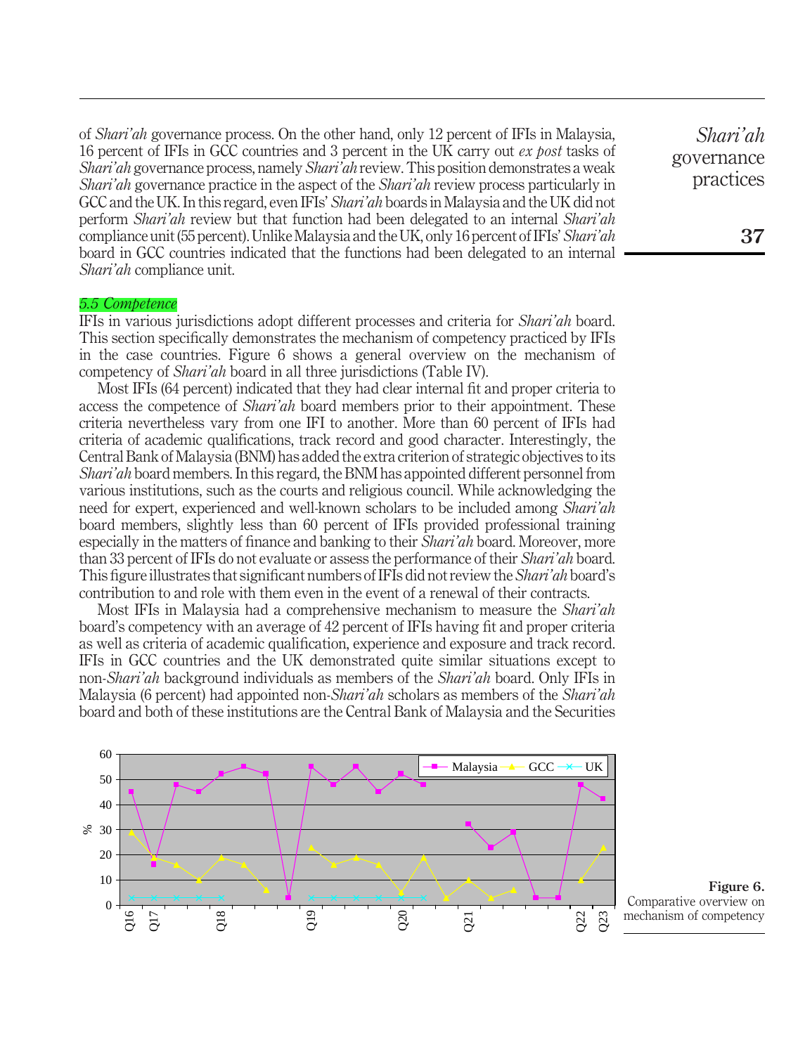of *Shari'ah* governance process. On the other hand, only 12 percent of IFIs in Malaysia, 16 percent of IFIs in GCC countries and 3 percent in the UK carry out *ex post* tasks of *Shari'ah* governance process, namely *Shari'ah* review. This position demonstrates a weak *Shari'ah* governance practice in the aspect of the *Shari'ah* review process particularly in GCC and the UK. In this regard, even IFIs' *Shari'ah* boards in Malaysia and the UK did not perform *Shari'ah* review but that function had been delegated to an internal *Shari'ah* compliance unit (55 percent). Unlike Malaysia and the UK, only 16 percent of IFIs' *Shari'ah* board in GCC countries indicated that the functions had been delegated to an internal *Shari'ah* compliance unit.

### 5.5 Competence

IFIs in various jurisdictions adopt different processes and criteria for *Shari'ah* board. This section specifically demonstrates the mechanism of competency practiced by IFIs in the case countries. Figure 6 shows a general overview on the mechanism of competency of *Shari'ah* board in all three jurisdictions (Table IV).

Most IFIs (64 percent) indicated that they had clear internal fit and proper criteria to access the competence of *Shari'ah* board members prior to their appointment. These criteria nevertheless vary from one IFI to another. More than 60 percent of IFIs had criteria of academic qualifications, track record and good character. Interestingly, the Central Bank of Malaysia (BNM) has added the extra criterion of strategic objectives to its *Shari'ah* board members. In this regard, the BNM has appointed different personnel from various institutions, such as the courts and religious council. While acknowledging the need for expert, experienced and well-known scholars to be included among *Shari'ah* board members, slightly less than 60 percent of IFIs provided professional training especially in the matters of finance and banking to their *Shari'ah* board. Moreover, more than 33 percent of IFIs do not evaluate or assess the performance of their *Shari'ah* board. This figure illustrates that significant numbers of IFIs did not review the *Shari'ah* board's contribution to and role with them even in the event of a renewal of their contracts.

Most IFIs in Malaysia had a comprehensive mechanism to measure the *Shari'ah* board's competency with an average of 42 percent of IFIs having fit and proper criteria as well as criteria of academic qualification, experience and exposure and track record. IFIs in GCC countries and the UK demonstrated quite similar situations except to non-*Shari'ah* background individuals as members of the *Shari'ah* board. Only IFIs in Malaysia (6 percent) had appointed non-*Shari'ah* scholars as members of the *Shari'ah* board and both of these institutions are the Central Bank of Malaysia and the Securities

**Figure 6.** Comparative overview on mechanism of competency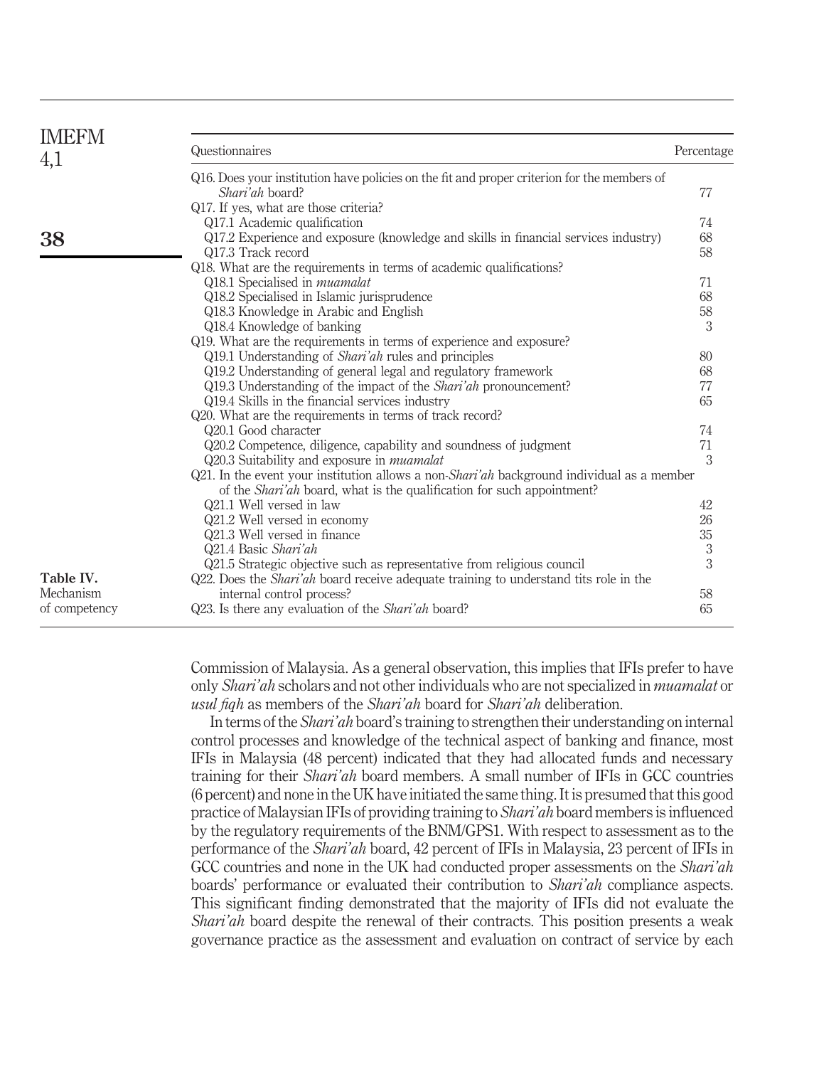| Questionnaires | Percentage |
|---|---|
| Q16. Does your institution have policies on the fit and proper criterion for the members of *Shari'ah* board? | 77 |
| Q17. If yes, what are those criteria? | |
| Q17.1 Academic qualification | 74 |
| Q17.2 Experience and exposure (knowledge and skills in financial services industry) | 68 |
| Q17.3 Track record | 58 |
| Q18. What are the requirements in terms of academic qualifications? | |
| Q18.1 Specialised in *muamalat* | 71 |
| Q18.2 Specialised in Islamic jurisprudence | 68 |
| Q18.3 Knowledge in Arabic and English | 58 |
| Q18.4 Knowledge of banking | 3 |
| Q19. What are the requirements in terms of experience and exposure? | |
| Q19.1 Understanding of *Shari'ah* rules and principles | 80 |
| Q19.2 Understanding of general legal and regulatory framework | 68 |
| Q19.3 Understanding of the impact of the *Shari'ah* pronouncement? | 77 |
| Q19.4 Skills in the financial services industry | 65 |
| Q20. What are the requirements in terms of track record? | |
| Q20.1 Good character | 74 |
| Q20.2 Competence, diligence, capability and soundness of judgment | 71 |
| Q20.3 Suitability and exposure in *muamalat* | 3 |
| Q21. In the event your institution allows a non-*Shari'ah* background individual as a member of the *Shari'ah* board, what is the qualification for such appointment? | |
| Q21.1 Well versed in law | 42 |
| Q21.2 Well versed in economy | 26 |
| Q21.3 Well versed in finance | 35 |
| Q21.4 Basic *Shari'ah* | 3 |
| Q21.5 Strategic objective such as representative from religious council | 3 |
| Q22. Does the *Shari'ah* board receive adequate training to understand tits role in the internal control process? | 58 |
| Q23. Is there any evaluation of the *Shari'ah* board? | 65 |

**Table IV.** Mechanism of competency

Commission of Malaysia. As a general observation, this implies that IFIs prefer to have only *Shari'ah* scholars and not other individuals who are not specialized in *muamalat* or *usul fiqh* as members of the *Shari'ah* board for *Shari'ah* deliberation.

In terms of the *Shari'ah* board's training to strengthen their understanding on internal control processes and knowledge of the technical aspect of banking and finance, most IFIs in Malaysia (48 percent) indicated that they had allocated funds and necessary training for their *Shari'ah* board members. A small number of IFIs in GCC countries (6 percent) and none in the UK have initiated the same thing. It is presumed that this good practice of Malaysian IFIs of providing training to *Shari'ah* board members is influenced by the regulatory requirements of the BNM/GPS1. With respect to assessment as to the performance of the *Shari'ah* board, 42 percent of IFIs in Malaysia, 23 percent of IFIs in GCC countries and none in the UK had conducted proper assessments on the *Shari'ah* boards' performance or evaluated their contribution to *Shari'ah* compliance aspects. This significant finding demonstrated that the majority of IFIs did not evaluate the *Shari'ah* board despite the renewal of their contracts. This position presents a weak governance practice as the assessment and evaluation on contract of service by each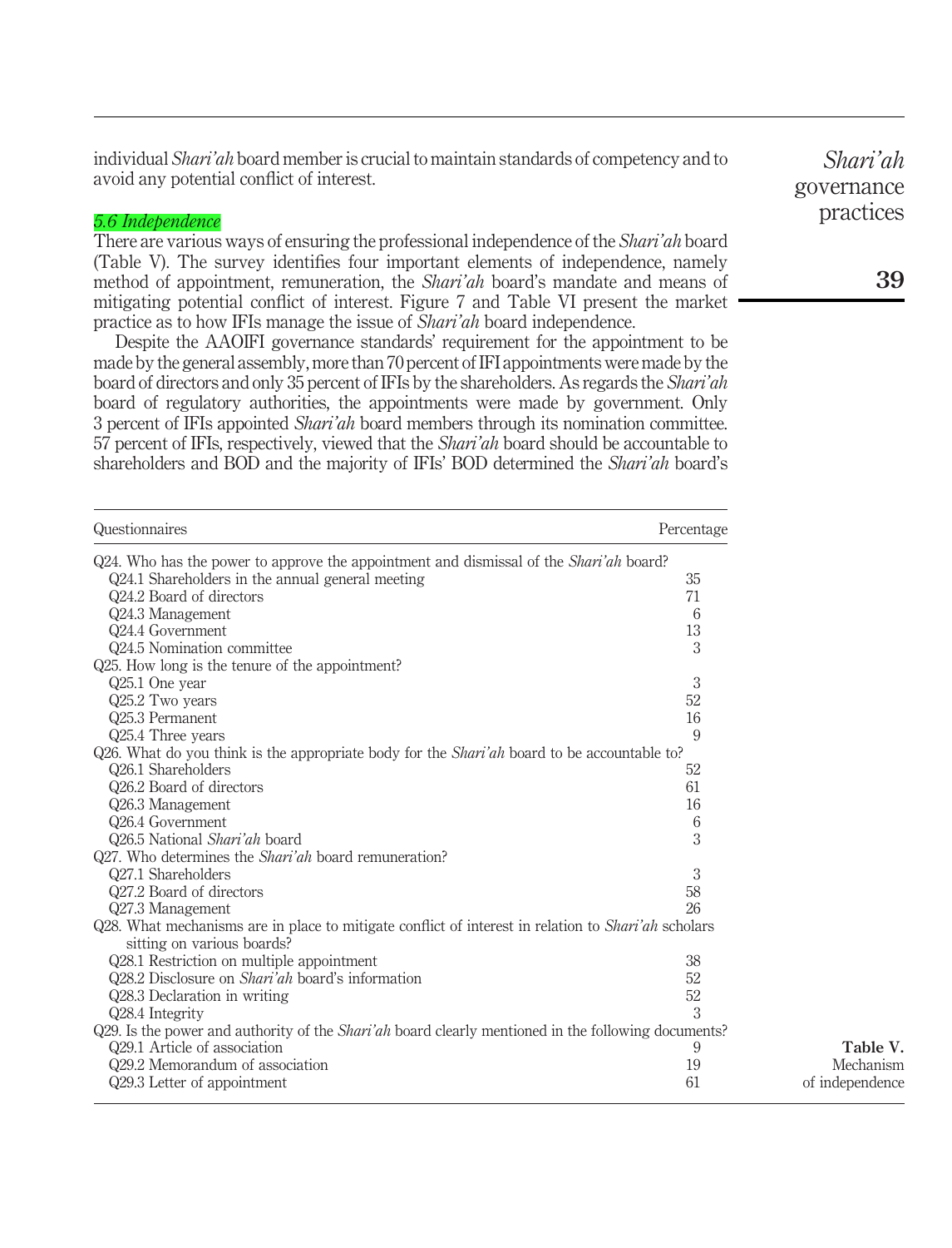individual *Shari'ah* board member is crucial to maintain standards of competency and to avoid any potential conflict of interest.

### *5.6 Independence*

There are various ways of ensuring the professional independence of the *Shari'ah* board (Table V). The survey identifies four important elements of independence, namely method of appointment, remuneration, the *Shari'ah* board's mandate and means of mitigating potential conflict of interest. Figure 7 and Table VI present the market practice as to how IFIs manage the issue of *Shari'ah* board independence.

Despite the AAOIFI governance standards' requirement for the appointment to be made by the general assembly, more than 70 percent of IFI appointments were made by the board of directors and only 35 percent of IFIs by the shareholders. As regards the *Shari'ah* board of regulatory authorities, the appointments were made by government. Only 3 percent of IFIs appointed *Shari'ah* board members through its nomination committee. 57 percent of IFIs, respectively, viewed that the *Shari'ah* board should be accountable to shareholders and BOD and the majority of IFIs' BOD determined the *Shari'ah* board's

| Questionnaires | Percentage |
|---|---|
| Q24. Who has the power to approve the appointment and dismissal of the *Shari'ah* board? | |
| Q24.1 Shareholders in the annual general meeting | 35 |
| Q24.2 Board of directors | 71 |
| Q24.3 Management | 6 |
| Q24.4 Government | 13 |
| Q24.5 Nomination committee | 3 |
| Q25. How long is the tenure of the appointment? | |
| Q25.1 One year | 3 |
| Q25.2 Two years | 52 |
| Q25.3 Permanent | 16 |
| Q25.4 Three years | 9 |
| Q26. What do you think is the appropriate body for the *Shari'ah* board to be accountable to? | |
| Q26.1 Shareholders | 52 |
| Q26.2 Board of directors | 61 |
| Q26.3 Management | 16 |
| Q26.4 Government | 6 |
| Q26.5 National *Shari'ah* board | 3 |
| Q27. Who determines the *Shari'ah* board remuneration? | |
| Q27.1 Shareholders | 3 |
| Q27.2 Board of directors | 58 |
| Q27.3 Management | 26 |
| Q28. What mechanisms are in place to mitigate conflict of interest in relation to *Shari'ah* scholars sitting on various boards? | |
| Q28.1 Restriction on multiple appointment | 38 |
| Q28.2 Disclosure on *Shari'ah* board's information | 52 |
| Q28.3 Declaration in writing | 52 |
| Q28.4 Integrity | 3 |
| Q29. Is the power and authority of the *Shari'ah* board clearly mentioned in the following documents? | |
| Q29.1 Article of association | 9 |
| Q29.2 Memorandum of association | 19 |
| Q29.3 Letter of appointment | 61 |

**Table V.** Mechanism of independence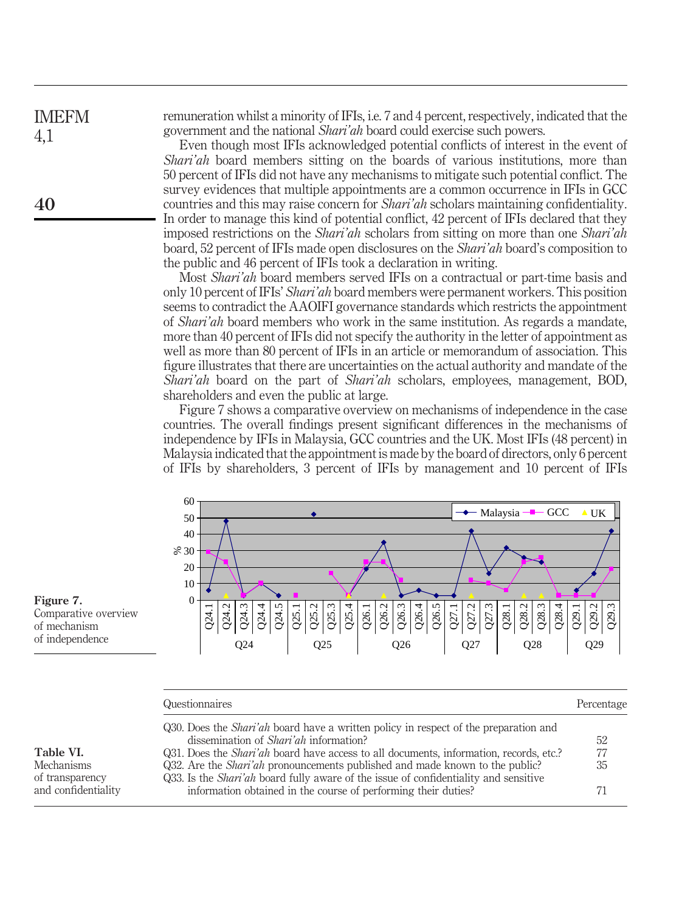remuneration whilst a minority of IFIs, i.e. 7 and 4 percent, respectively, indicated that the government and the national *Shari'ah* board could exercise such powers.

Even though most IFIs acknowledged potential conflicts of interest in the event of *Shari'ah* board members sitting on the boards of various institutions, more than 50 percent of IFIs did not have any mechanisms to mitigate such potential conflict. The survey evidences that multiple appointments are a common occurrence in IFIs in GCC countries and this may raise concern for *Shari'ah* scholars maintaining confidentiality. In order to manage this kind of potential conflict, 42 percent of IFIs declared that they imposed restrictions on the *Shari'ah* scholars from sitting on more than one *Shari'ah* board, 52 percent of IFIs made open disclosures on the *Shari'ah* board's composition to the public and 46 percent of IFIs took a declaration in writing.

Most *Shari'ah* board members served IFIs on a contractual or part-time basis and only 10 percent of IFIs' *Shari'ah* board members were permanent workers. This position seems to contradict the AAOIFI governance standards which restricts the appointment of *Shari'ah* board members who work in the same institution. As regards a mandate, more than 40 percent of IFIs did not specify the authority in the letter of appointment as well as more than 80 percent of IFIs in an article or memorandum of association. This figure illustrates that there are uncertainties on the actual authority and mandate of the *Shari'ah* board on the part of *Shari'ah* scholars, employees, management, BOD, shareholders and even the public at large.

Figure 7 shows a comparative overview on mechanisms of independence in the case countries. The overall findings present significant differences in the mechanisms of independence by IFIs in Malaysia, GCC countries and the UK. Most IFIs (48 percent) in Malaysia indicated that the appointment is made by the board of directors, only 6 percent of IFIs by shareholders, 3 percent of IFIs by management and 10 percent of IFIs

**Figure 7.** Comparative overview of mechanism of independence

**Table VI.** Mechanisms of transparency and confidentiality

| Questionnaires | Percentage |
|---|---|
| Q30. Does the *Shari'ah* board have a written policy in respect of the preparation and dissemination of *Shari'ah* information? | 52 |
| Q31. Does the *Shari'ah* board have access to all documents, information, records, etc.? | 77 |
| Q32. Are the *Shari'ah* pronouncements published and made known to the public? | 35 |
| Q33. Is the *Shari'ah* board fully aware of the issue of confidentiality and sensitive information obtained in the course of performing their duties? | 71 |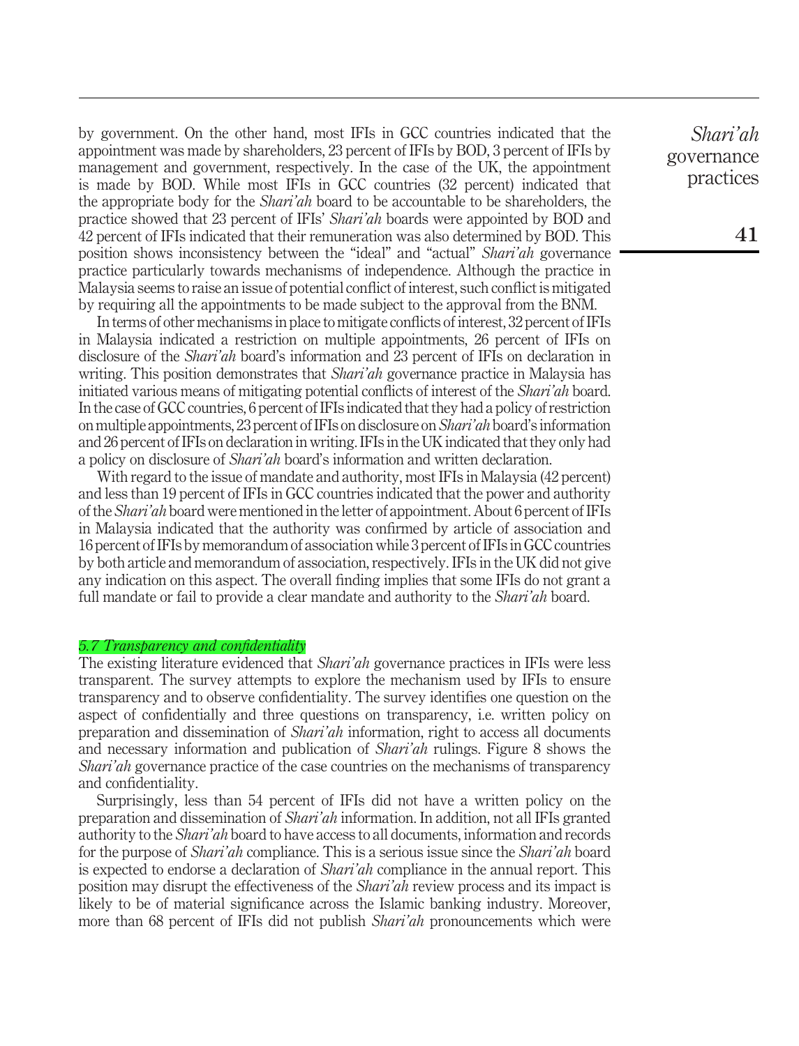by government. On the other hand, most IFIs in GCC countries indicated that the appointment was made by shareholders, 23 percent of IFIs by BOD, 3 percent of IFIs by management and government, respectively. In the case of the UK, the appointment is made by BOD. While most IFIs in GCC countries (32 percent) indicated that the appropriate body for the *Shari'ah* board to be accountable to be shareholders, the practice showed that 23 percent of IFIs' *Shari'ah* boards were appointed by BOD and 42 percent of IFIs indicated that their remuneration was also determined by BOD. This position shows inconsistency between the "ideal" and "actual" *Shari'ah* governance practice particularly towards mechanisms of independence. Although the practice in Malaysia seems to raise an issue of potential conflict of interest, such conflict is mitigated by requiring all the appointments to be made subject to the approval from the BNM.

In terms of other mechanisms in place to mitigate conflicts of interest, 32 percent of IFIs in Malaysia indicated a restriction on multiple appointments, 26 percent of IFIs on disclosure of the *Shari'ah* board's information and 23 percent of IFIs on declaration in writing. This position demonstrates that *Shari'ah* governance practice in Malaysia has initiated various means of mitigating potential conflicts of interest of the *Shari'ah* board. In the case of GCC countries, 6 percent of IFIs indicated that they had a policy of restriction on multiple appointments, 23 percent of IFIs on disclosure on *Shari'ah* board's information and 26 percent of IFIs on declaration in writing. IFIs in the UK indicated that they only had a policy on disclosure of *Shari'ah* board's information and written declaration.

With regard to the issue of mandate and authority, most IFIs in Malaysia (42 percent) and less than 19 percent of IFIs in GCC countries indicated that the power and authority of the *Shari'ah* board were mentioned in the letter of appointment. About 6 percent of IFIs in Malaysia indicated that the authority was confirmed by article of association and 16 percent of IFIs by memorandum of association while 3 percent of IFIs in GCC countries by both article and memorandum of association, respectively. IFIs in the UK did not give any indication on this aspect. The overall finding implies that some IFIs do not grant a full mandate or fail to provide a clear mandate and authority to the *Shari'ah* board.

### *5.7 Transparency and confidentiality*

The existing literature evidenced that *Shari'ah* governance practices in IFIs were less transparent. The survey attempts to explore the mechanism used by IFIs to ensure transparency and to observe confidentiality. The survey identifies one question on the aspect of confidentially and three questions on transparency, i.e. written policy on preparation and dissemination of *Shari'ah* information, right to access all documents and necessary information and publication of *Shari'ah* rulings. Figure 8 shows the *Shari'ah* governance practice of the case countries on the mechanisms of transparency and confidentiality.

Surprisingly, less than 54 percent of IFIs did not have a written policy on the preparation and dissemination of *Shari'ah* information. In addition, not all IFIs granted authority to the *Shari'ah* board to have access to all documents, information and records for the purpose of *Shari'ah* compliance. This is a serious issue since the *Shari'ah* board is expected to endorse a declaration of *Shari'ah* compliance in the annual report. This position may disrupt the effectiveness of the *Shari'ah* review process and its impact is likely to be of material significance across the Islamic banking industry. Moreover, more than 68 percent of IFIs did not publish *Shari'ah* pronouncements which were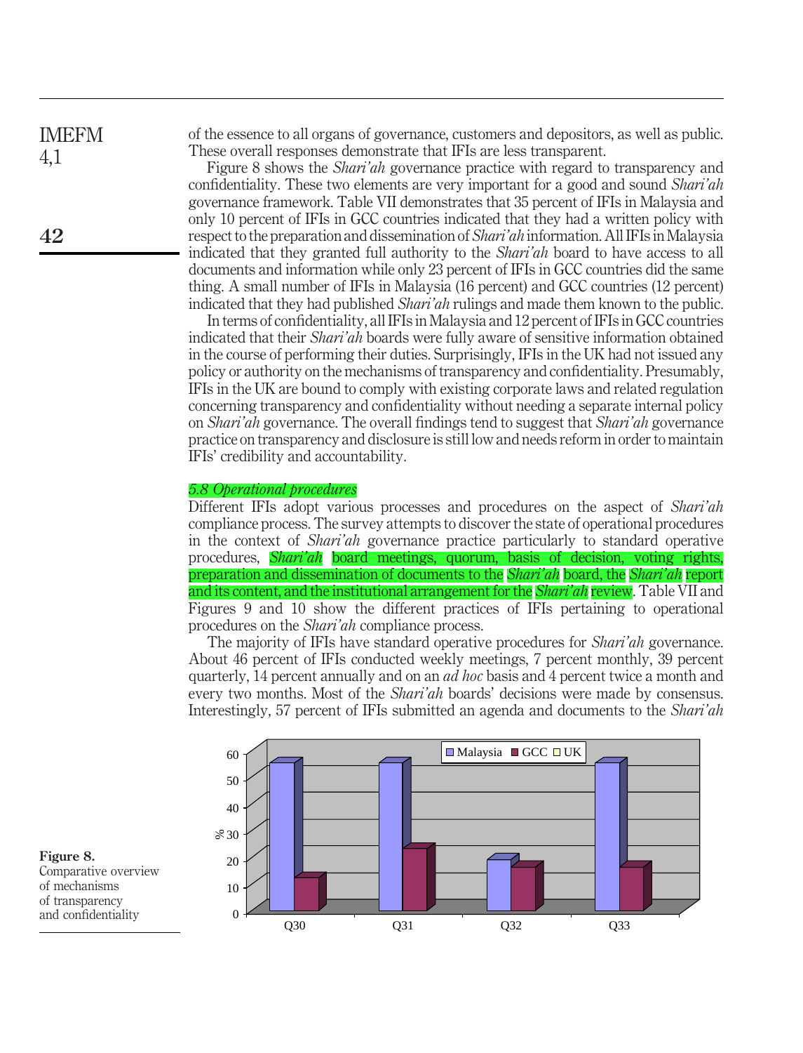of the essence to all organs of governance, customers and depositors, as well as public. These overall responses demonstrate that IFIs are less transparent.

Figure 8 shows the *Shari'ah* governance practice with regard to transparency and confidentiality. These two elements are very important for a good and sound *Shari'ah* governance framework. Table VII demonstrates that 35 percent of IFIs in Malaysia and only 10 percent of IFIs in GCC countries indicated that they had a written policy with respect to the preparation and dissemination of *Shari'ah* information. All IFIs in Malaysia indicated that they granted full authority to the *Shari'ah* board to have access to all documents and information while only 23 percent of IFIs in GCC countries did the same thing. A small number of IFIs in Malaysia (16 percent) and GCC countries (12 percent) indicated that they had published *Shari'ah* rulings and made them known to the public.

In terms of confidentiality, all IFIs in Malaysia and 12 percent of IFIs in GCC countries indicated that their *Shari'ah* boards were fully aware of sensitive information obtained in the course of performing their duties. Surprisingly, IFIs in the UK had not issued any policy or authority on the mechanisms of transparency and confidentiality. Presumably, IFIs in the UK are bound to comply with existing corporate laws and related regulation concerning transparency and confidentiality without needing a separate internal policy on *Shari'ah* governance. The overall findings tend to suggest that *Shari'ah* governance practice on transparency and disclosure is still low and needs reform in order to maintain IFIs' credibility and accountability.

### *5.8 Operational procedures*

Different IFIs adopt various processes and procedures on the aspect of *Shari'ah* compliance process. The survey attempts to discover the state of operational procedures in the context of *Shari'ah* governance practice particularly to standard operative procedures, *Shari'ah* board meetings, quorum, basis of decision, voting rights, preparation and dissemination of documents to the *Shari'ah* board, the *Shari'ah* report and its content, and the institutional arrangement for the *Shari'ah* review. Table VII and Figures 9 and 10 show the different practices of IFIs pertaining to operational procedures on the *Shari'ah* compliance process.

The majority of IFIs have standard operative procedures for *Shari'ah* governance. About 46 percent of IFIs conducted weekly meetings, 7 percent monthly, 39 percent quarterly, 14 percent annually and on an *ad hoc* basis and 4 percent twice a month and every two months. Most of the *Shari'ah* boards' decisions were made by consensus. Interestingly, 57 percent of IFIs submitted an agenda and documents to the *Shari'ah*

**Figure 8.** Comparative overview of mechanisms of transparency and confidentiality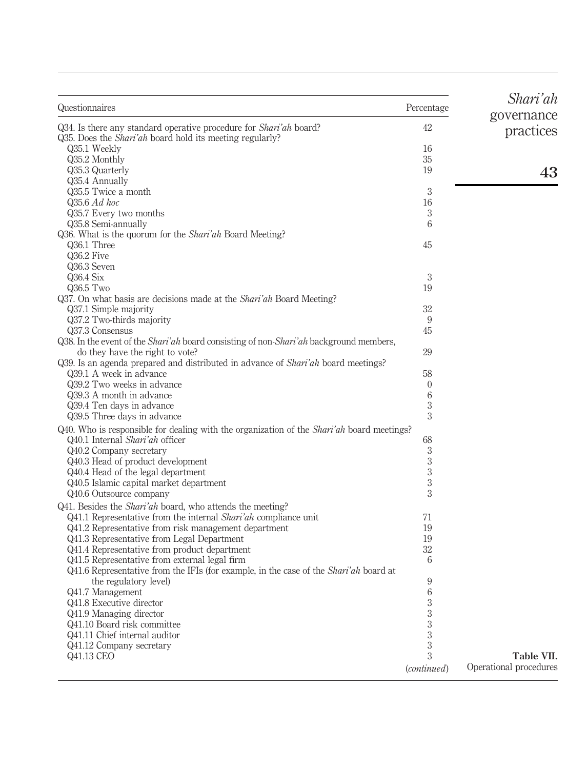| Questionnaires | Percentage |
|---|---|
| Q34. Is there any standard operative procedure for *Shari'ah* board? | 42 |
| Q35. Does the *Shari'ah* board hold its meeting regularly? | |
| Q35.1 Weekly | 16 |
| Q35.2 Monthly | 35 |
| Q35.3 Quarterly | 19 |
| Q35.4 Annually | |
| Q35.5 Twice a month | 3 |
| Q35.6 *Ad hoc* | 16 |
| Q35.7 Every two months | 3 |
| Q35.8 Semi-annually | 6 |
| Q36. What is the quorum for the *Shari'ah* Board Meeting? | |
| Q36.1 Three | 45 |
| Q36.2 Five | |
| Q36.3 Seven | |
| Q36.4 Six | 3 |
| Q36.5 Two | 19 |
| Q37. On what basis are decisions made at the *Shari'ah* Board Meeting? | |
| Q37.1 Simple majority | 32 |
| Q37.2 Two-thirds majority | 9 |
| Q37.3 Consensus | 45 |
| Q38. In the event of the *Shari'ah* board consisting of non-*Shari'ah* background members, do they have the right to vote? | 29 |
| Q39. Is an agenda prepared and distributed in advance of *Shari'ah* board meetings? | |
| Q39.1 A week in advance | 58 |
| Q39.2 Two weeks in advance | 0 |
| Q39.3 A month in advance | 6 |
| Q39.4 Ten days in advance | 3 |
| Q39.5 Three days in advance | 3 |
| Q40. Who is responsible for dealing with the organization of the *Shari'ah* board meetings? | |
| Q40.1 Internal *Shari'ah* officer | 68 |
| Q40.2 Company secretary | 3 |
| Q40.3 Head of product development | 3 |
| Q40.4 Head of the legal department | 3 |
| Q40.5 Islamic capital market department | 3 |
| Q40.6 Outsource company | 3 |
| Q41. Besides the *Shari'ah* board, who attends the meeting? | |
| Q41.1 Representative from the internal *Shari'ah* compliance unit | 71 |
| Q41.2 Representative from risk management department | 19 |
| Q41.3 Representative from Legal Department | 19 |
| Q41.4 Representative from product department | 32 |
| Q41.5 Representative from external legal firm | 6 |
| Q41.6 Representative from the IFIs (for example, in the case of the *Shari'ah* board at the regulatory level) | 9 |
| Q41.7 Management | 6 |
| Q41.8 Executive director | 3 |
| Q41.9 Managing director | 3 |
| Q41.10 Board risk committee | 3 |
| Q41.11 Chief internal auditor | 3 |
| Q41.12 Company secretary | 3 |
| Q41.13 CEO | 3 |
| | (*continued*) |

**Table VII.** Operational procedures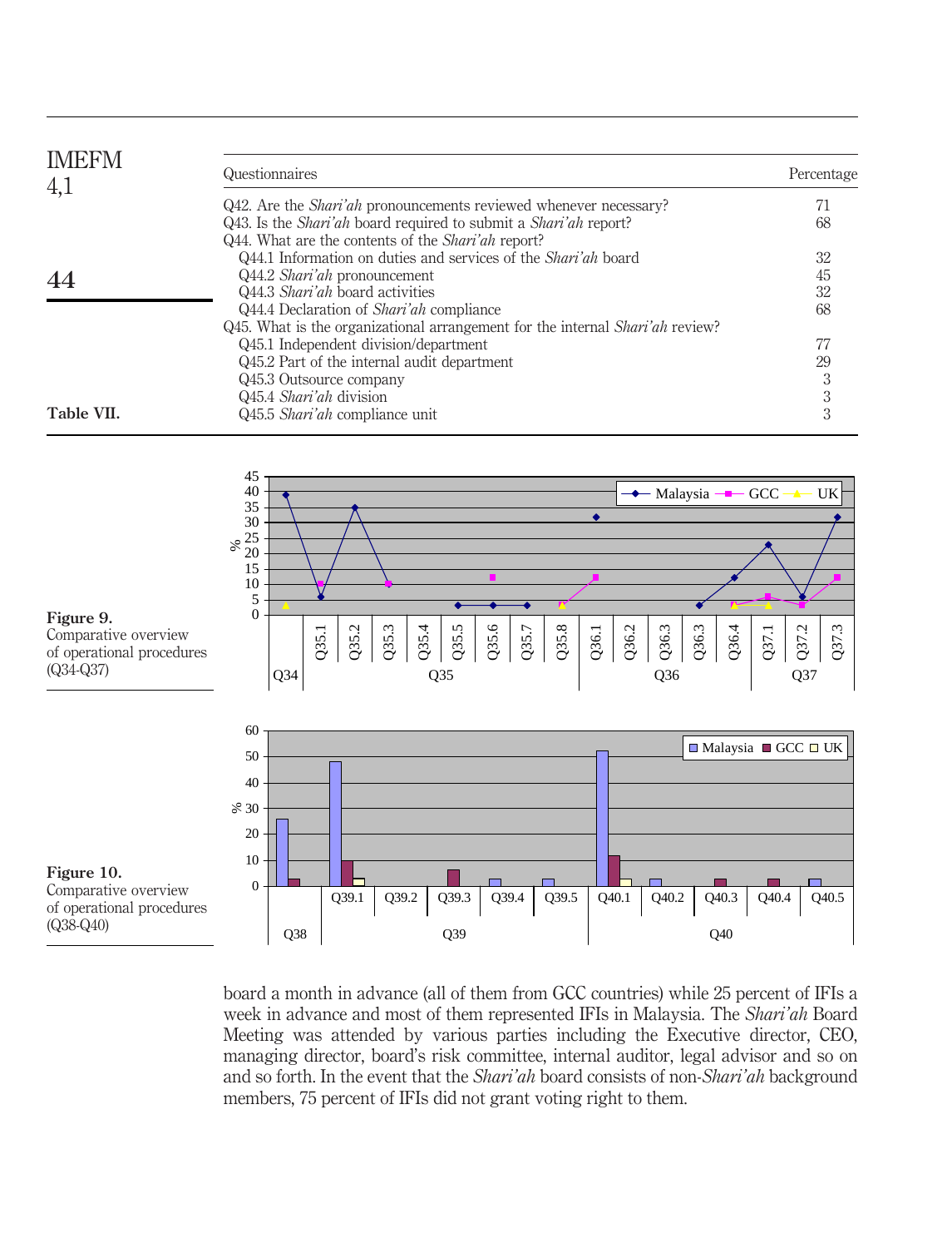| Questionnaires | Percentage |
|---|---|
| Q42. Are the *Shari'ah* pronouncements reviewed whenever necessary? | 71 |
| Q43. Is the *Shari'ah* board required to submit a *Shari'ah* report? | 68 |
| Q44. What are the contents of the *Shari'ah* report? | |
| Q44.1 Information on duties and services of the *Shari'ah* board | 32 |
| Q44.2 *Shari'ah* pronouncement | 45 |
| Q44.3 *Shari'ah* board activities | 32 |
| Q44.4 Declaration of *Shari'ah* compliance | 68 |
| Q45. What is the organizational arrangement for the internal *Shari'ah* review? | |
| Q45.1 Independent division/department | 77 |
| Q45.2 Part of the internal audit department | 29 |
| Q45.3 Outsource company | 3 |
| Q45.4 *Shari'ah* division | 3 |
| Q45.5 *Shari'ah* compliance unit | 3 |

**Table VII.**

**Figure 9.** Comparative overview of operational procedures (Q34-Q37)

**Figure 10.** Comparative overview of operational procedures (Q38-Q40)

board a month in advance (all of them from GCC countries) while 25 percent of IFIs a week in advance and most of them represented IFIs in Malaysia. The *Shari'ah* Board Meeting was attended by various parties including the Executive director, CEO, managing director, board's risk committee, internal auditor, legal advisor and so on and so forth. In the event that the *Shari'ah* board consists of non-*Shari'ah* background members, 75 percent of IFIs did not grant voting right to them.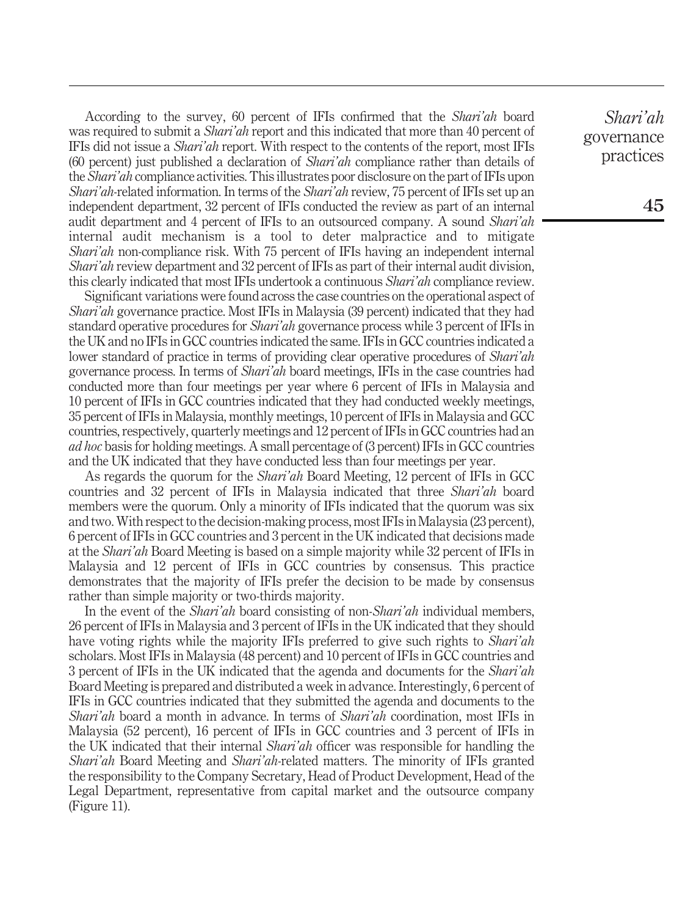According to the survey, 60 percent of IFIs confirmed that the *Shari'ah* board was required to submit a *Shari'ah* report and this indicated that more than 40 percent of IFIs did not issue a *Shari'ah* report. With respect to the contents of the report, most IFIs (60 percent) just published a declaration of *Shari'ah* compliance rather than details of the *Shari'ah* compliance activities. This illustrates poor disclosure on the part of IFIs upon *Shari'ah*-related information. In terms of the *Shari'ah* review, 75 percent of IFIs set up an independent department, 32 percent of IFIs conducted the review as part of an internal audit department and 4 percent of IFIs to an outsourced company. A sound *Shari'ah* internal audit mechanism is a tool to deter malpractice and to mitigate *Shari'ah* non-compliance risk. With 75 percent of IFIs having an independent internal *Shari'ah* review department and 32 percent of IFIs as part of their internal audit division, this clearly indicated that most IFIs undertook a continuous *Shari'ah* compliance review.

Significant variations were found across the case countries on the operational aspect of *Shari'ah* governance practice. Most IFIs in Malaysia (39 percent) indicated that they had standard operative procedures for *Shari'ah* governance process while 3 percent of IFIs in the UK and no IFIs in GCC countries indicated the same. IFIs in GCC countries indicated a lower standard of practice in terms of providing clear operative procedures of *Shari'ah* governance process. In terms of *Shari'ah* board meetings, IFIs in the case countries had conducted more than four meetings per year where 6 percent of IFIs in Malaysia and 10 percent of IFIs in GCC countries indicated that they had conducted weekly meetings, 35 percent of IFIs in Malaysia, monthly meetings, 10 percent of IFIs in Malaysia and GCC countries, respectively, quarterly meetings and 12 percent of IFIs in GCC countries had an *ad hoc* basis for holding meetings. A small percentage of (3 percent) IFIs in GCC countries and the UK indicated that they have conducted less than four meetings per year.

As regards the quorum for the *Shari'ah* Board Meeting, 12 percent of IFIs in GCC countries and 32 percent of IFIs in Malaysia indicated that three *Shari'ah* board members were the quorum. Only a minority of IFIs indicated that the quorum was six and two. With respect to the decision-making process, most IFIs in Malaysia (23 percent), 6 percent of IFIs in GCC countries and 3 percent in the UK indicated that decisions made at the *Shari'ah* Board Meeting is based on a simple majority while 32 percent of IFIs in Malaysia and 12 percent of IFIs in GCC countries by consensus. This practice demonstrates that the majority of IFIs prefer the decision to be made by consensus rather than simple majority or two-thirds majority.

In the event of the *Shari'ah* board consisting of non-*Shari'ah* individual members, 26 percent of IFIs in Malaysia and 3 percent of IFIs in the UK indicated that they should have voting rights while the majority IFIs preferred to give such rights to *Shari'ah* scholars. Most IFIs in Malaysia (48 percent) and 10 percent of IFIs in GCC countries and 3 percent of IFIs in the UK indicated that the agenda and documents for the *Shari'ah* Board Meeting is prepared and distributed a week in advance. Interestingly, 6 percent of IFIs in GCC countries indicated that they submitted the agenda and documents to the *Shari'ah* board a month in advance. In terms of *Shari'ah* coordination, most IFIs in Malaysia (52 percent), 16 percent of IFIs in GCC countries and 3 percent of IFIs in the UK indicated that their internal *Shari'ah* officer was responsible for handling the *Shari'ah* Board Meeting and *Shari'ah*-related matters. The minority of IFIs granted the responsibility to the Company Secretary, Head of Product Development, Head of the Legal Department, representative from capital market and the outsource company (Figure 11).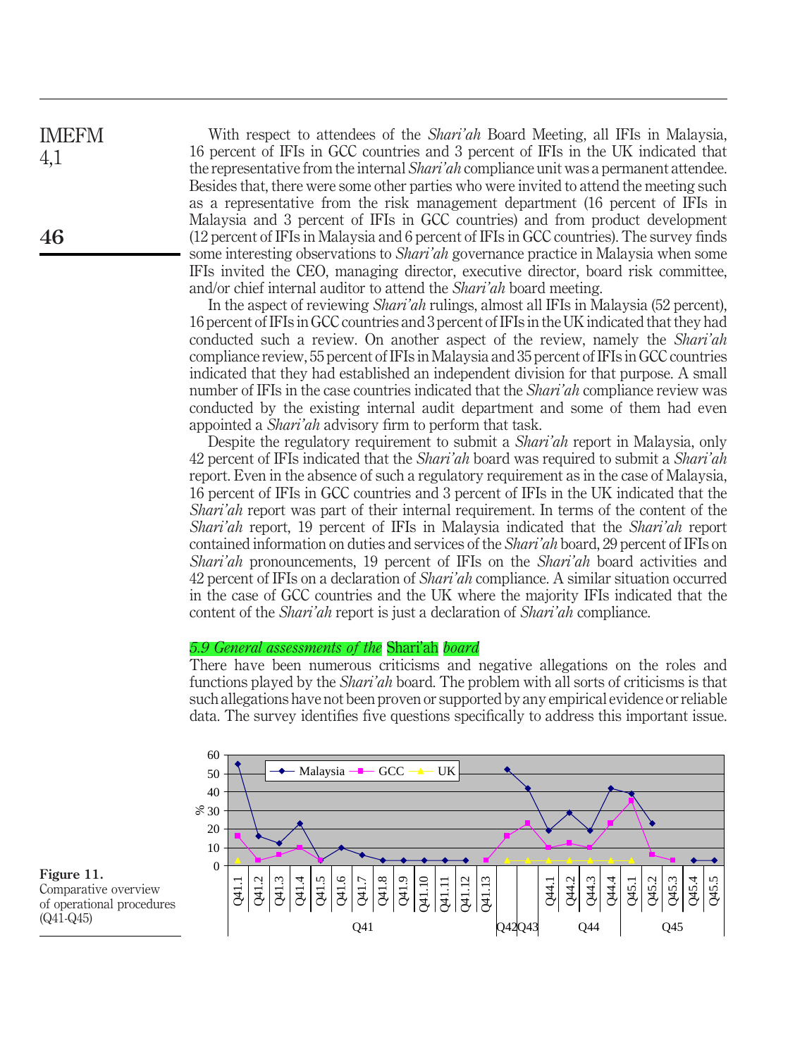With respect to attendees of the *Shari'ah* Board Meeting, all IFIs in Malaysia, 16 percent of IFIs in GCC countries and 3 percent of IFIs in the UK indicated that the representative from the internal *Shari'ah* compliance unit was a permanent attendee. Besides that, there were some other parties who were invited to attend the meeting such as a representative from the risk management department (16 percent of IFIs in Malaysia and 3 percent of IFIs in GCC countries) and from product development (12 percent of IFIs in Malaysia and 6 percent of IFIs in GCC countries). The survey finds some interesting observations to *Shari'ah* governance practice in Malaysia when some IFIs invited the CEO, managing director, executive director, board risk committee, and/or chief internal auditor to attend the *Shari'ah* board meeting.

In the aspect of reviewing *Shari'ah* rulings, almost all IFIs in Malaysia (52 percent), 16 percent of IFIs in GCC countries and 3 percent of IFIs in the UK indicated that they had conducted such a review. On another aspect of the review, namely the *Shari'ah* compliance review, 55 percent of IFIs in Malaysia and 35 percent of IFIs in GCC countries indicated that they had established an independent division for that purpose. A small number of IFIs in the case countries indicated that the *Shari'ah* compliance review was conducted by the existing internal audit department and some of them had even appointed a *Shari'ah* advisory firm to perform that task.

Despite the regulatory requirement to submit a *Shari'ah* report in Malaysia, only 42 percent of IFIs indicated that the *Shari'ah* board was required to submit a *Shari'ah* report. Even in the absence of such a regulatory requirement as in the case of Malaysia, 16 percent of IFIs in GCC countries and 3 percent of IFIs in the UK indicated that the *Shari'ah* report was part of their internal requirement. In terms of the content of the *Shari'ah* report, 19 percent of IFIs in Malaysia indicated that the *Shari'ah* report contained information on duties and services of the *Shari'ah* board, 29 percent of IFIs on *Shari'ah* pronouncements, 19 percent of IFIs on the *Shari'ah* board activities and 42 percent of IFIs on a declaration of *Shari'ah* compliance. A similar situation occurred in the case of GCC countries and the UK where the majority IFIs indicated that the content of the *Shari'ah* report is just a declaration of *Shari'ah* compliance.

### *5.9 General assessments of the* Shari'ah *board*

There have been numerous criticisms and negative allegations on the roles and functions played by the *Shari'ah* board. The problem with all sorts of criticisms is that such allegations have not been proven or supported by any empirical evidence or reliable data. The survey identifies five questions specifically to address this important issue.

**Figure 11.** Comparative overview of operational procedures (Q41-Q45)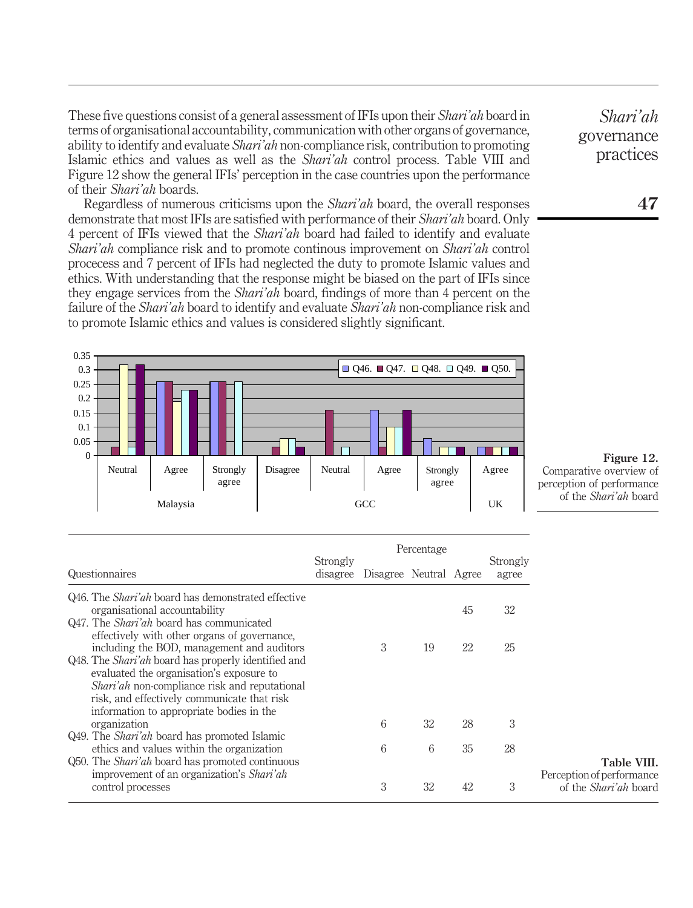These five questions consist of a general assessment of IFIs upon their *Shari'ah* board in terms of organisational accountability, communication with other organs of governance, ability to identify and evaluate *Shari'ah* non-compliance risk, contribution to promoting Islamic ethics and values as well as the *Shari'ah* control process. Table VIII and Figure 12 show the general IFIs' perception in the case countries upon the performance of their *Shari'ah* boards.

Regardless of numerous criticisms upon the *Shari'ah* board, the overall responses demonstrate that most IFIs are satisfied with performance of their *Shari'ah* board. Only 4 percent of IFIs viewed that the *Shari'ah* board had failed to identify and evaluate *Shari'ah* compliance risk and to promote continous improvement on *Shari'ah* control procecess and 7 percent of IFIs had neglected the duty to promote Islamic values and ethics. With understanding that the response might be biased on the part of IFIs since they engage services from the *Shari'ah* board, findings of more than 4 percent on the failure of the *Shari'ah* board to identify and evaluate *Shari'ah* non-compliance risk and to promote Islamic ethics and values is considered slightly significant.

**Figure 12.** Comparative overview of perception of performance of the *Shari'ah* board

**Table VIII.** Perception of performance of the *Shari'ah* board

| Questionnaires | Percentage | | | | |
|---|---|---|---|---|---|
| | Strongly disagree | Disagree | Neutral | Agree | Strongly agree |
| Q46. The *Shari'ah* board has demonstrated effective organisational accountability | | | | 45 | 32 |
| Q47. The *Shari'ah* board has communicated effectively with other organs of governance, including the BOD, management and auditors | | 3 | 19 | 22 | 25 |
| Q48. The *Shari'ah* board has properly identified and evaluated the organisation's exposure to *Shari'ah* non-compliance risk and reputational risk, and effectively communicate that risk information to appropriate bodies in the organization | | 6 | 32 | 28 | 3 |
| Q49. The *Shari'ah* board has promoted Islamic ethics and values within the organization | | 6 | 6 | 35 | 28 |
| Q50. The *Shari'ah* board has promoted continuous improvement of an organization's *Shari'ah* control processes | | 3 | 32 | 42 | 3 |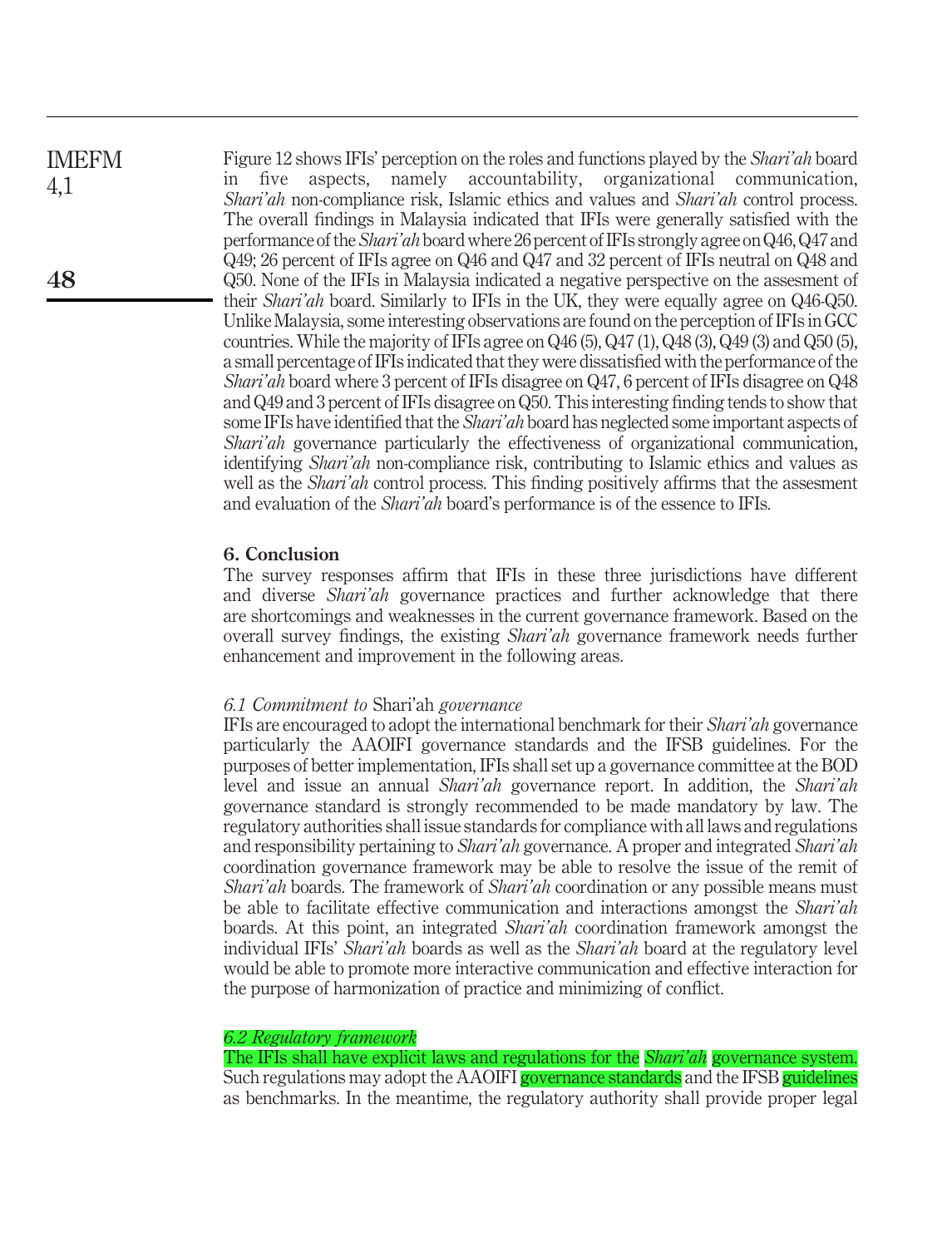Figure 12 shows IFIs' perception on the roles and functions played by the *Shari'ah* board in five aspects, namely accountability, organizational communication, *Shari'ah* non-compliance risk, Islamic ethics and values and *Shari'ah* control process. The overall findings in Malaysia indicated that IFIs were generally satisfied with the performance of the *Shari'ah* board where 26 percent of IFIs strongly agree on Q46, Q47 and Q49; 26 percent of IFIs agree on Q46 and Q47 and 32 percent of IFIs neutral on Q48 and Q50. None of the IFIs in Malaysia indicated a negative perspective on the assesment of their *Shari'ah* board. Similarly to IFIs in the UK, they were equally agree on Q46-Q50. Unlike Malaysia, some interesting observations are found on the perception of IFIs in GCC countries. While the majority of IFIs agree on Q46 (5), Q47 (1), Q48 (3), Q49 (3) and Q50 (5), a small percentage of IFIs indicated that they were dissatisfied with the performance of the *Shari'ah* board where 3 percent of IFIs disagree on Q47, 6 percent of IFIs disagree on Q48 and Q49 and 3 percent of IFIs disagree on Q50. This interesting finding tends to show that some IFIs have identified that the *Shari'ah* board has neglected some important aspects of *Shari'ah* governance particularly the effectiveness of organizational communication, identifying *Shari'ah* non-compliance risk, contributing to Islamic ethics and values as well as the *Shari'ah* control process. This finding positively affirms that the assesment and evaluation of the *Shari'ah* board's performance is of the essence to IFIs.

## 6. Conclusion

The survey responses affirm that IFIs in these three jurisdictions have different and diverse *Shari'ah* governance practices and further acknowledge that there are shortcomings and weaknesses in the current governance framework. Based on the overall survey findings, the existing *Shari'ah* governance framework needs further enhancement and improvement in the following areas.

### *6.1 Commitment to* Shari'ah *governance*

IFIs are encouraged to adopt the international benchmark for their *Shari'ah* governance particularly the AAOIFI governance standards and the IFSB guidelines. For the purposes of better implementation, IFIs shall set up a governance committee at the BOD level and issue an annual *Shari'ah* governance report. In addition, the *Shari'ah* governance standard is strongly recommended to be made mandatory by law. The regulatory authorities shall issue standards for compliance with all laws and regulations and responsibility pertaining to *Shari'ah* governance. A proper and integrated *Shari'ah* coordination governance framework may be able to resolve the issue of the remit of *Shari'ah* boards. The framework of *Shari'ah* coordination or any possible means must be able to facilitate effective communication and interactions amongst the *Shari'ah* boards. At this point, an integrated *Shari'ah* coordination framework amongst the individual IFIs' *Shari'ah* boards as well as the *Shari'ah* board at the regulatory level would be able to promote more interactive communication and effective interaction for the purpose of harmonization of practice and minimizing of conflict.

### *6.2 Regulatory framework*

The IFIs shall have explicit laws and regulations for the *Shari'ah* governance system. Such regulations may adopt the AAOIFI governance standards and the IFSB guidelines as benchmarks. In the meantime, the regulatory authority shall provide proper legal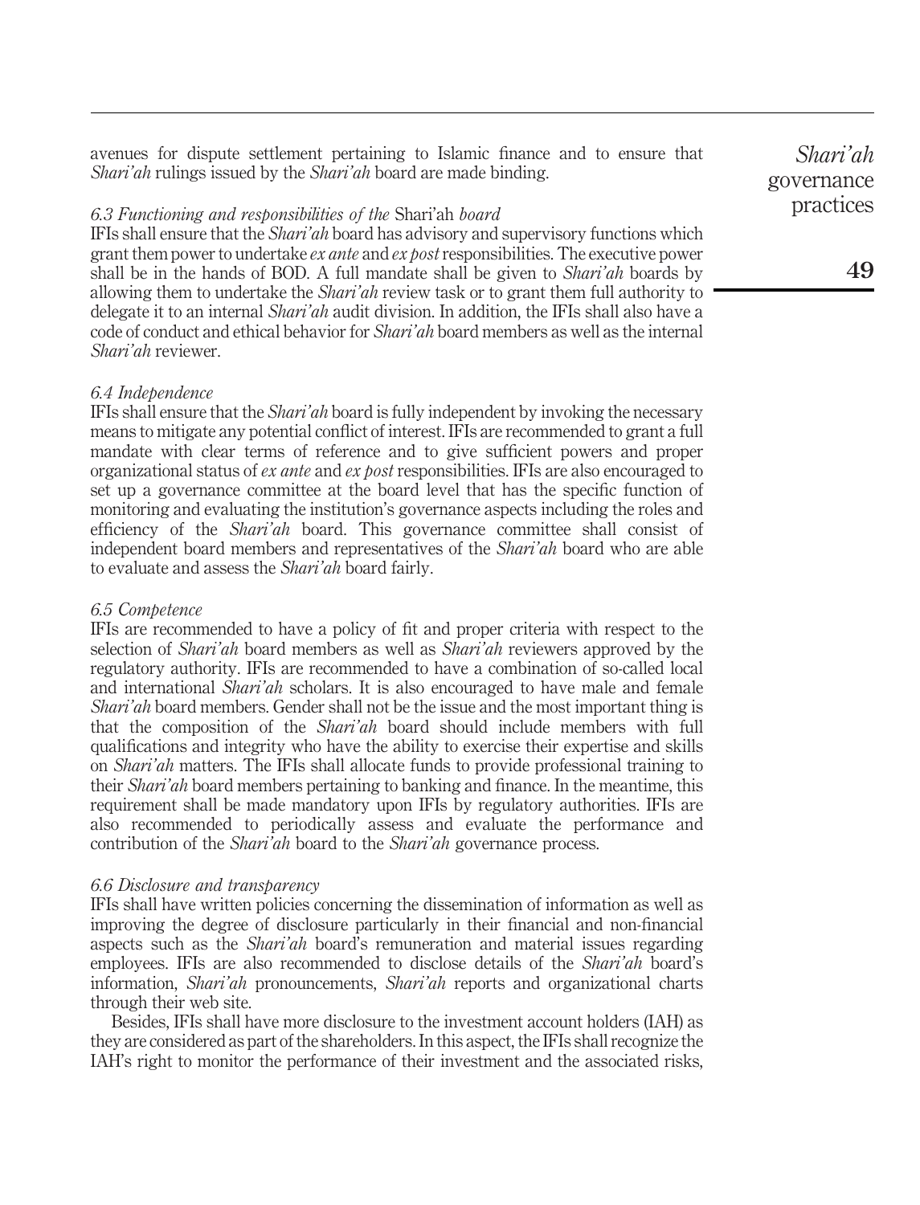avenues for dispute settlement pertaining to Islamic finance and to ensure that *Shari'ah* rulings issued by the *Shari'ah* board are made binding.

### *6.3 Functioning and responsibilities of the* Shari'ah *board*

IFIs shall ensure that the *Shari'ah* board has advisory and supervisory functions which grant them power to undertake *ex ante* and *ex post* responsibilities. The executive power shall be in the hands of BOD. A full mandate shall be given to *Shari'ah* boards by allowing them to undertake the *Shari'ah* review task or to grant them full authority to delegate it to an internal *Shari'ah* audit division. In addition, the IFIs shall also have a code of conduct and ethical behavior for *Shari'ah* board members as well as the internal *Shari'ah* reviewer.

### *6.4 Independence*

IFIs shall ensure that the *Shari'ah* board is fully independent by invoking the necessary means to mitigate any potential conflict of interest. IFIs are recommended to grant a full mandate with clear terms of reference and to give sufficient powers and proper organizational status of *ex ante* and *ex post* responsibilities. IFIs are also encouraged to set up a governance committee at the board level that has the specific function of monitoring and evaluating the institution's governance aspects including the roles and efficiency of the *Shari'ah* board. This governance committee shall consist of independent board members and representatives of the *Shari'ah* board who are able to evaluate and assess the *Shari'ah* board fairly.

### *6.5 Competence*

IFIs are recommended to have a policy of fit and proper criteria with respect to the selection of *Shari'ah* board members as well as *Shari'ah* reviewers approved by the regulatory authority. IFIs are recommended to have a combination of so-called local and international *Shari'ah* scholars. It is also encouraged to have male and female *Shari'ah* board members. Gender shall not be the issue and the most important thing is that the composition of the *Shari'ah* board should include members with full qualifications and integrity who have the ability to exercise their expertise and skills on *Shari'ah* matters. The IFIs shall allocate funds to provide professional training to their *Shari'ah* board members pertaining to banking and finance. In the meantime, this requirement shall be made mandatory upon IFIs by regulatory authorities. IFIs are also recommended to periodically assess and evaluate the performance and contribution of the *Shari'ah* board to the *Shari'ah* governance process.

### *6.6 Disclosure and transparency*

IFIs shall have written policies concerning the dissemination of information as well as improving the degree of disclosure particularly in their financial and non-financial aspects such as the *Shari'ah* board's remuneration and material issues regarding employees. IFIs are also recommended to disclose details of the *Shari'ah* board's information, *Shari'ah* pronouncements, *Shari'ah* reports and organizational charts through their web site.

Besides, IFIs shall have more disclosure to the investment account holders (IAH) as they are considered as part of the shareholders. In this aspect, the IFIs shall recognize the IAH's right to monitor the performance of their investment and the associated risks,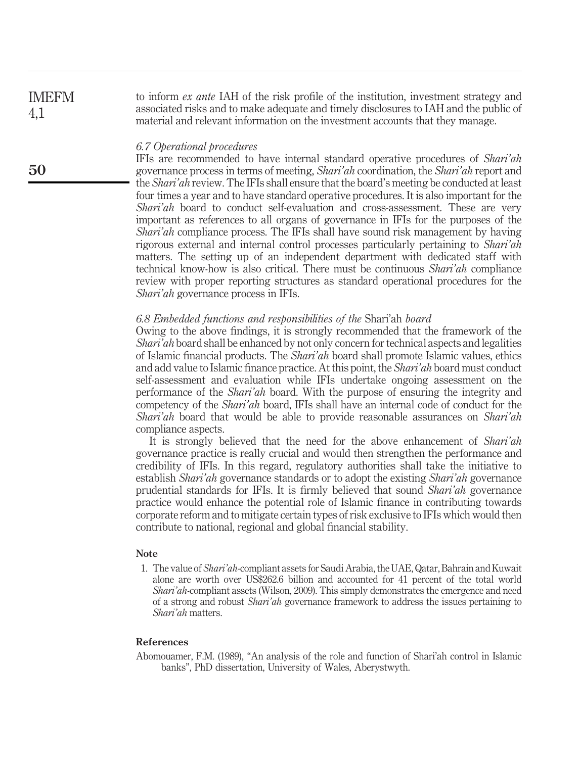to inform *ex ante* IAH of the risk profile of the institution, investment strategy and associated risks and to make adequate and timely disclosures to IAH and the public of material and relevant information on the investment accounts that they manage.

### *6.7 Operational procedures*

IFIs are recommended to have internal standard operative procedures of *Shari'ah* governance process in terms of meeting, *Shari'ah* coordination, the *Shari'ah* report and the *Shari'ah* review. The IFIs shall ensure that the board's meeting be conducted at least four times a year and to have standard operative procedures. It is also important for the *Shari'ah* board to conduct self-evaluation and cross-assessment. These are very important as references to all organs of governance in IFIs for the purposes of the *Shari'ah* compliance process. The IFIs shall have sound risk management by having rigorous external and internal control processes particularly pertaining to *Shari'ah* matters. The setting up of an independent department with dedicated staff with technical know-how is also critical. There must be continuous *Shari'ah* compliance review with proper reporting structures as standard operational procedures for the *Shari'ah* governance process in IFIs.

### *6.8 Embedded functions and responsibilities of the* Shari'ah *board*

Owing to the above findings, it is strongly recommended that the framework of the *Shari'ah* board shall be enhanced by not only concern for technical aspects and legalities of Islamic financial products. The *Shari'ah* board shall promote Islamic values, ethics and add value to Islamic finance practice. At this point, the *Shari'ah* board must conduct self-assessment and evaluation while IFIs undertake ongoing assessment on the performance of the *Shari'ah* board. With the purpose of ensuring the integrity and competency of the *Shari'ah* board, IFIs shall have an internal code of conduct for the *Shari'ah* board that would be able to provide reasonable assurances on *Shari'ah* compliance aspects.

It is strongly believed that the need for the above enhancement of *Shari'ah* governance practice is really crucial and would then strengthen the performance and credibility of IFIs. In this regard, regulatory authorities shall take the initiative to establish *Shari'ah* governance standards or to adopt the existing *Shari'ah* governance prudential standards for IFIs. It is firmly believed that sound *Shari'ah* governance practice would enhance the potential role of Islamic finance in contributing towards corporate reform and to mitigate certain types of risk exclusive to IFIs which would then contribute to national, regional and global financial stability.

#### Note

1. The value of *Shari'ah*-compliant assets for Saudi Arabia, the UAE, Qatar, Bahrain and Kuwait alone are worth over US$262.6 billion and accounted for 41 percent of the total world *Shari'ah*-compliant assets (Wilson, 2009). This simply demonstrates the emergence and need of a strong and robust *Shari'ah* governance framework to address the issues pertaining to *Shari'ah* matters.

#### References

Abomouamer, F.M. (1989), "An analysis of the role and function of Shari'ah control in Islamic banks", PhD dissertation, University of Wales, Aberystwyth.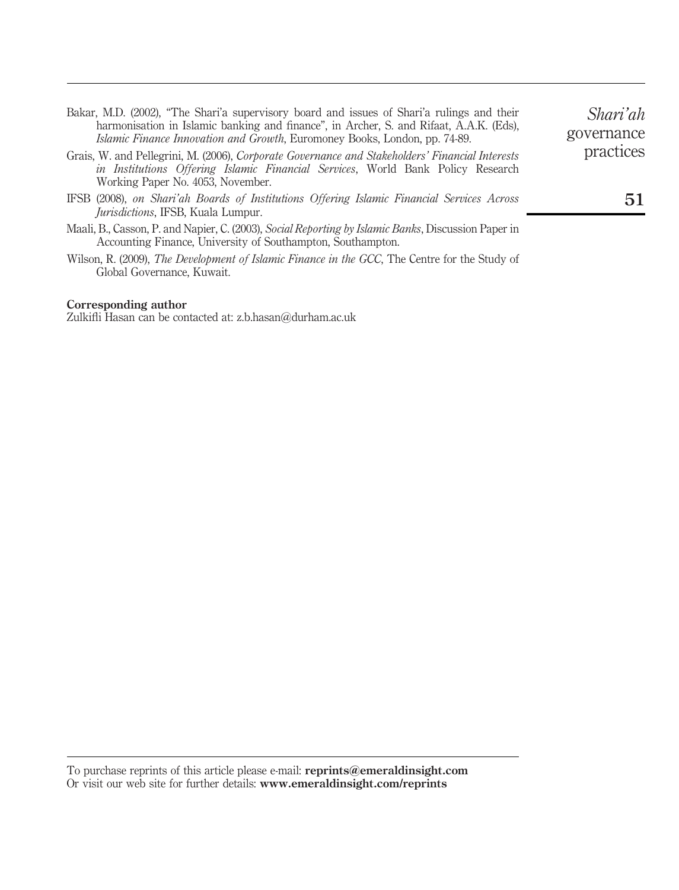Bakar, M.D. (2002), "The Shari'a supervisory board and issues of Shari'a rulings and their harmonisation in Islamic banking and finance", in Archer, S. and Rifaat, A.A.K. (Eds), *Islamic Finance Innovation and Growth*, Euromoney Books, London, pp. 74-89.

Grais, W. and Pellegrini, M. (2006), *Corporate Governance and Stakeholders' Financial Interests in Institutions Offering Islamic Financial Services*, World Bank Policy Research Working Paper No. 4053, November.

IFSB (2008), *on Shari'ah Boards of Institutions Offering Islamic Financial Services Across Jurisdictions*, IFSB, Kuala Lumpur.

Maali, B., Casson, P. and Napier, C. (2003), *Social Reporting by Islamic Banks*, Discussion Paper in Accounting Finance, University of Southampton, Southampton.

Wilson, R. (2009), *The Development of Islamic Finance in the GCC*, The Centre for the Study of Global Governance, Kuwait.

**Corresponding author**

Zulkifli Hasan can be contacted at: z.b.hasan@durham.ac.uk

To purchase reprints of this article please e-mail: **reprints@emeraldinsight.com**
Or visit our web site for further details: **www.emeraldinsight.com/reprints**